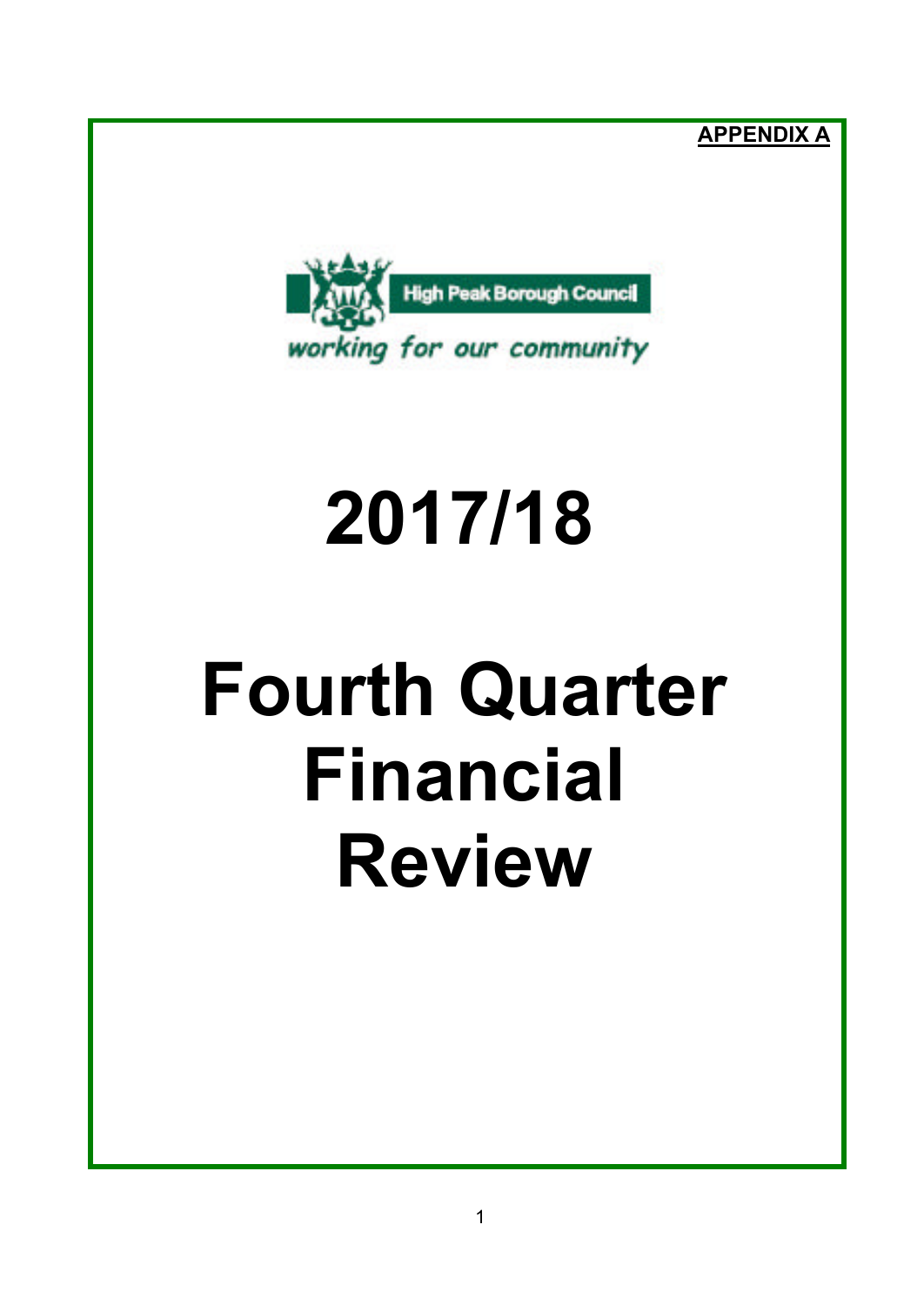**APPENDIX A**

High Peak Borough Council

*working for our community*

# 2017/18

# Fourth Quarter Financial Review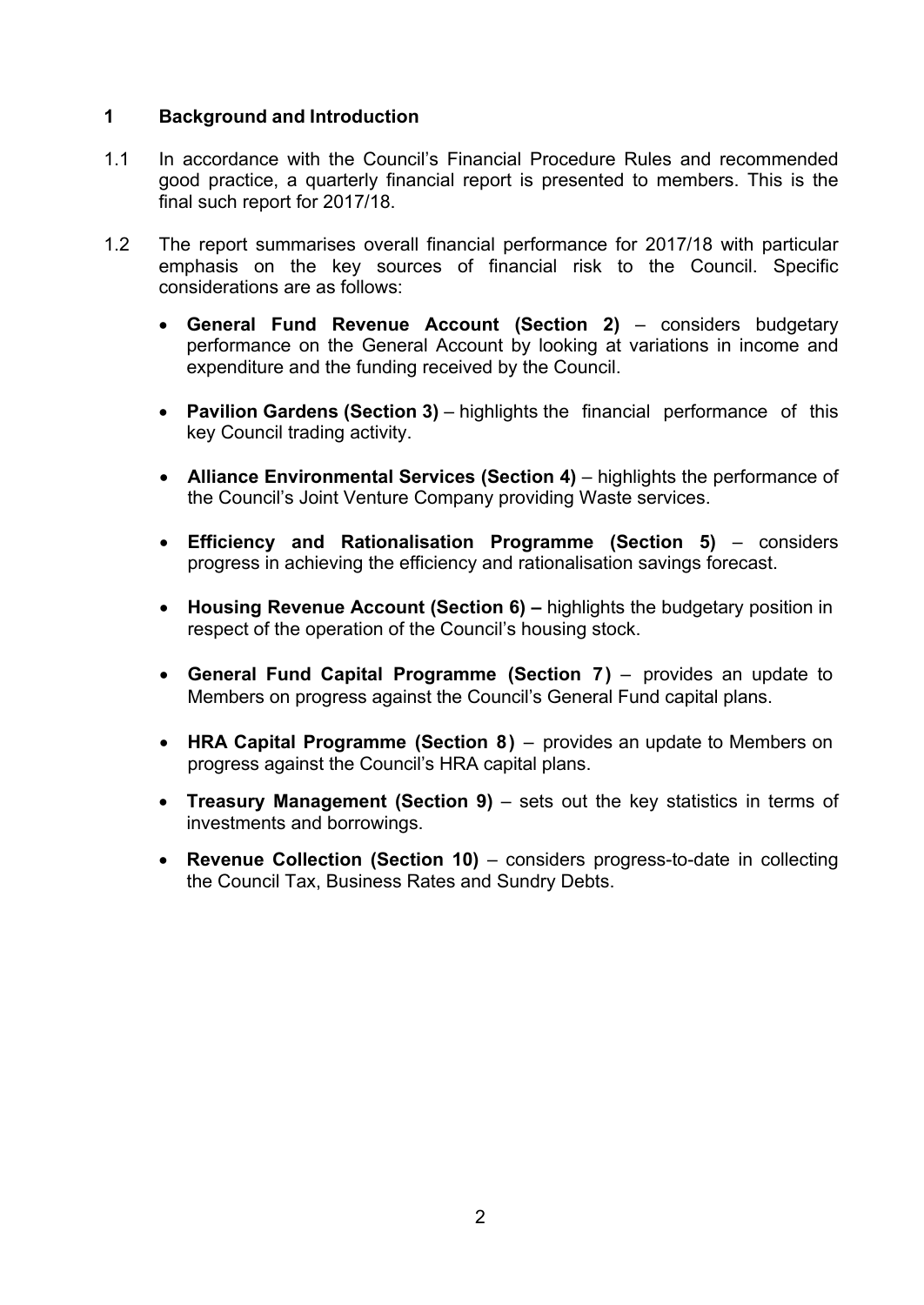## 1 Background and Introduction

1.1 In accordance with the Council's Financial Procedure Rules and recommended good practice, a quarterly financial report is presented to members. This is the final such report for 2017/18.

1.2 The report summarises overall financial performance for 2017/18 with particular emphasis on the key sources of financial risk to the Council. Specific considerations are as follows:

- **General Fund Revenue Account (Section 2)** – considers budgetary performance on the General Account by looking at variations in income and expenditure and the funding received by the Council.
- **Pavilion Gardens (Section 3)** – highlights the financial performance of this key Council trading activity.
- **Alliance Environmental Services (Section 4)** – highlights the performance of the Council's Joint Venture Company providing Waste services.
- **Efficiency and Rationalisation Programme (Section 5)** – considers progress in achieving the efficiency and rationalisation savings forecast.
- **Housing Revenue Account (Section 6) –** highlights the budgetary position in respect of the operation of the Council's housing stock.
- **General Fund Capital Programme (Section 7)** – provides an update to Members on progress against the Council's General Fund capital plans.
- **HRA Capital Programme (Section 8)** – provides an update to Members on progress against the Council's HRA capital plans.
- **Treasury Management (Section 9)** – sets out the key statistics in terms of investments and borrowings.
- **Revenue Collection (Section 10)** – considers progress-to-date in collecting the Council Tax, Business Rates and Sundry Debts.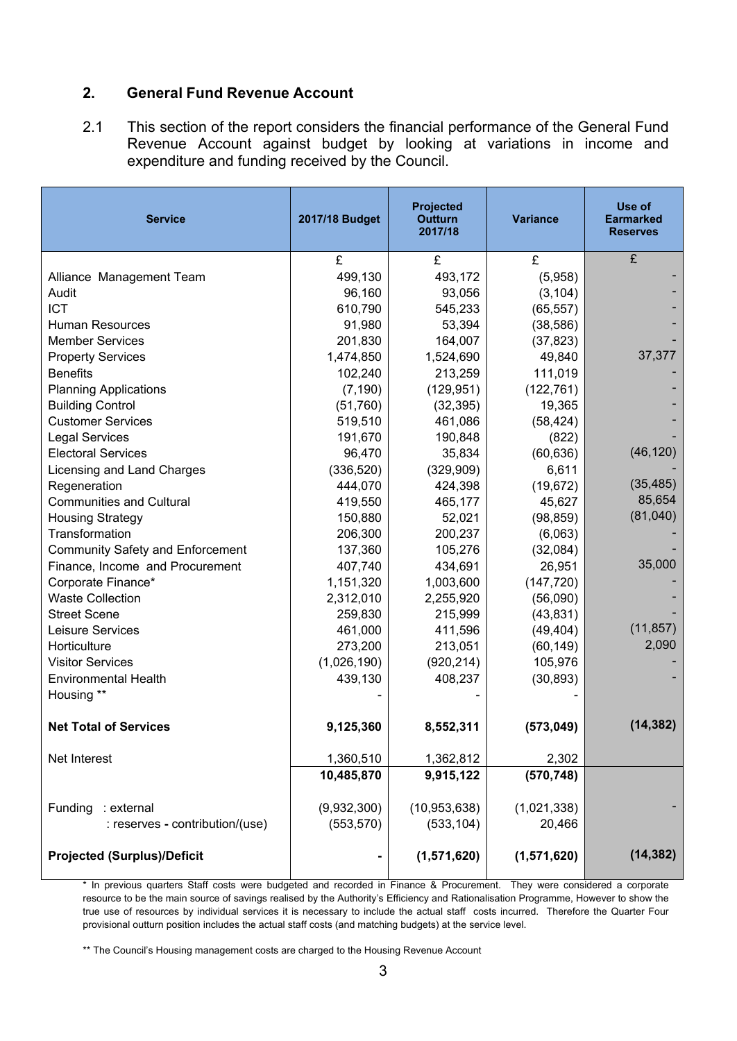## 2. General Fund Revenue Account

2.1 This section of the report considers the financial performance of the General Fund Revenue Account against budget by looking at variations in income and expenditure and funding received by the Council.

| Service | 2017/18 Budget | Projected Outturn 2017/18 | Variance | Use of Earmarked Reserves |
|---|---|---|---|---|
| | £ | £ | £ | £ |
| Alliance Management Team | 499,130 | 493,172 | (5,958) | - |
| Audit | 96,160 | 93,056 | (3,104) | - |
| ICT | 610,790 | 545,233 | (65,557) | - |
| Human Resources | 91,980 | 53,394 | (38,586) | - |
| Member Services | 201,830 | 164,007 | (37,823) | - |
| Property Services | 1,474,850 | 1,524,690 | 49,840 | 37,377 |
| Benefits | 102,240 | 213,259 | 111,019 | - |
| Planning Applications | (7,190) | (129,951) | (122,761) | - |
| Building Control | (51,760) | (32,395) | 19,365 | - |
| Customer Services | 519,510 | 461,086 | (58,424) | - |
| Legal Services | 191,670 | 190,848 | (822) | - |
| Electoral Services | 96,470 | 35,834 | (60,636) | (46,120) |
| Licensing and Land Charges | (336,520) | (329,909) | 6,611 | - |
| Regeneration | 444,070 | 424,398 | (19,672) | (35,485) |
| Communities and Cultural | 419,550 | 465,177 | 45,627 | 85,654 |
| Housing Strategy | 150,880 | 52,021 | (98,859) | (81,040) |
| Transformation | 206,300 | 200,237 | (6,063) | - |
| Community Safety and Enforcement | 137,360 | 105,276 | (32,084) | - |
| Finance, Income and Procurement | 407,740 | 434,691 | 26,951 | 35,000 |
| Corporate Finance* | 1,151,320 | 1,003,600 | (147,720) | - |
| Waste Collection | 2,312,010 | 2,255,920 | (56,090) | - |
| Street Scene | 259,830 | 215,999 | (43,831) | - |
| Leisure Services | 461,000 | 411,596 | (49,404) | (11,857) |
| Horticulture | 273,200 | 213,051 | (60,149) | 2,090 |
| Visitor Services | (1,026,190) | (920,214) | 105,976 | - |
| Environmental Health | 439,130 | 408,237 | (30,893) | - |
| Housing ** | - | - | - | |
| **Net Total of Services** | **9,125,360** | **8,552,311** | **(573,049)** | **(14,382)** |
| Net Interest | 1,360,510 | 1,362,812 | 2,302 | |
| | **10,485,870** | **9,915,122** | **(570,748)** | |
| Funding : external | (9,932,300) | (10,953,638) | (1,021,338) | - |
| : reserves - contribution/(use) | (553,570) | (533,104) | 20,466 | |
| **Projected (Surplus)/Deficit** | **-** | **(1,571,620)** | **(1,571,620)** | **(14,382)** |

\* In previous quarters Staff costs were budgeted and recorded in Finance & Procurement. They were considered a corporate resource to be the main source of savings realised by the Authority's Efficiency and Rationalisation Programme, However to show the true use of resources by individual services it is necessary to include the actual staff costs incurred. Therefore the Quarter Four provisional outturn position includes the actual staff costs (and matching budgets) at the service level.

\*\* The Council's Housing management costs are charged to the Housing Revenue Account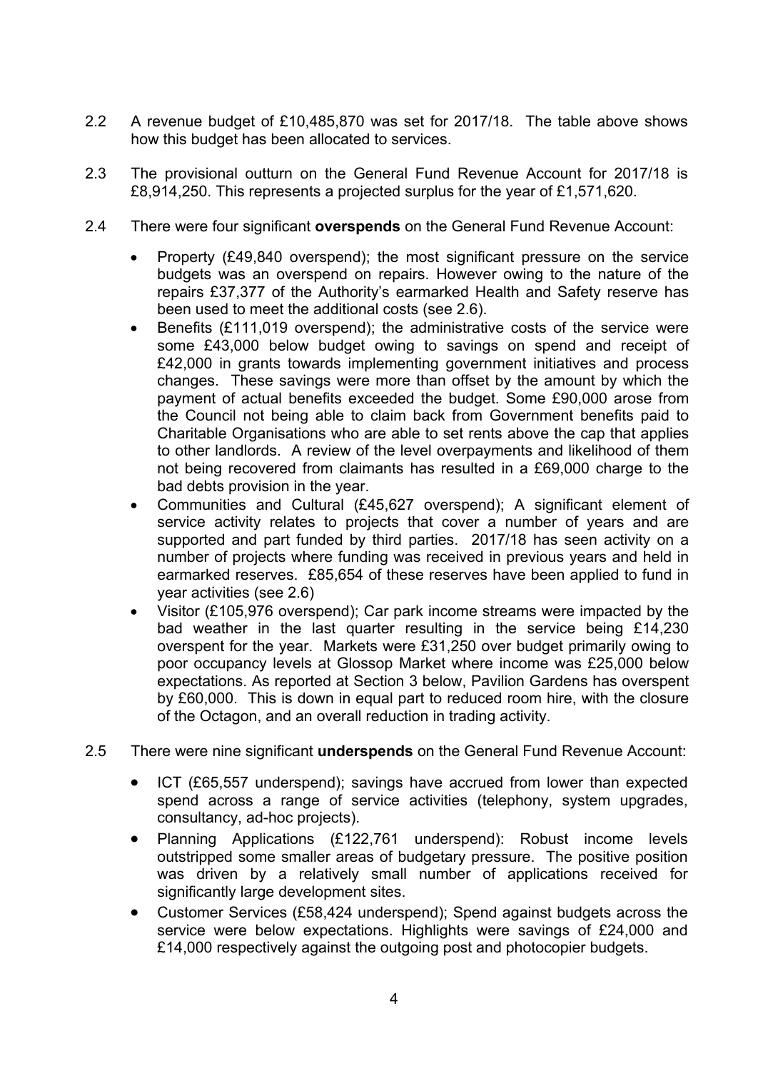2.2 A revenue budget of £10,485,870 was set for 2017/18. The table above shows how this budget has been allocated to services.

2.3 The provisional outturn on the General Fund Revenue Account for 2017/18 is £8,914,250. This represents a projected surplus for the year of £1,571,620.

2.4 There were four significant **overspends** on the General Fund Revenue Account:

- Property (£49,840 overspend); the most significant pressure on the service budgets was an overspend on repairs. However owing to the nature of the repairs £37,377 of the Authority's earmarked Health and Safety reserve has been used to meet the additional costs (see 2.6).
- Benefits (£111,019 overspend); the administrative costs of the service were some £43,000 below budget owing to savings on spend and receipt of £42,000 in grants towards implementing government initiatives and process changes. These savings were more than offset by the amount by which the payment of actual benefits exceeded the budget. Some £90,000 arose from the Council not being able to claim back from Government benefits paid to Charitable Organisations who are able to set rents above the cap that applies to other landlords. A review of the level overpayments and likelihood of them not being recovered from claimants has resulted in a £69,000 charge to the bad debts provision in the year.
- Communities and Cultural (£45,627 overspend); A significant element of service activity relates to projects that cover a number of years and are supported and part funded by third parties. 2017/18 has seen activity on a number of projects where funding was received in previous years and held in earmarked reserves. £85,654 of these reserves have been applied to fund in year activities (see 2.6)
- Visitor (£105,976 overspend); Car park income streams were impacted by the bad weather in the last quarter resulting in the service being £14,230 overspent for the year. Markets were £31,250 over budget primarily owing to poor occupancy levels at Glossop Market where income was £25,000 below expectations. As reported at Section 3 below, Pavilion Gardens has overspent by £60,000. This is down in equal part to reduced room hire, with the closure of the Octagon, and an overall reduction in trading activity.

2.5 There were nine significant **underspends** on the General Fund Revenue Account:

- ICT (£65,557 underspend); savings have accrued from lower than expected spend across a range of service activities (telephony, system upgrades, consultancy, ad-hoc projects).
- Planning Applications (£122,761 underspend): Robust income levels outstripped some smaller areas of budgetary pressure. The positive position was driven by a relatively small number of applications received for significantly large development sites.
- Customer Services (£58,424 underspend); Spend against budgets across the service were below expectations. Highlights were savings of £24,000 and £14,000 respectively against the outgoing post and photocopier budgets.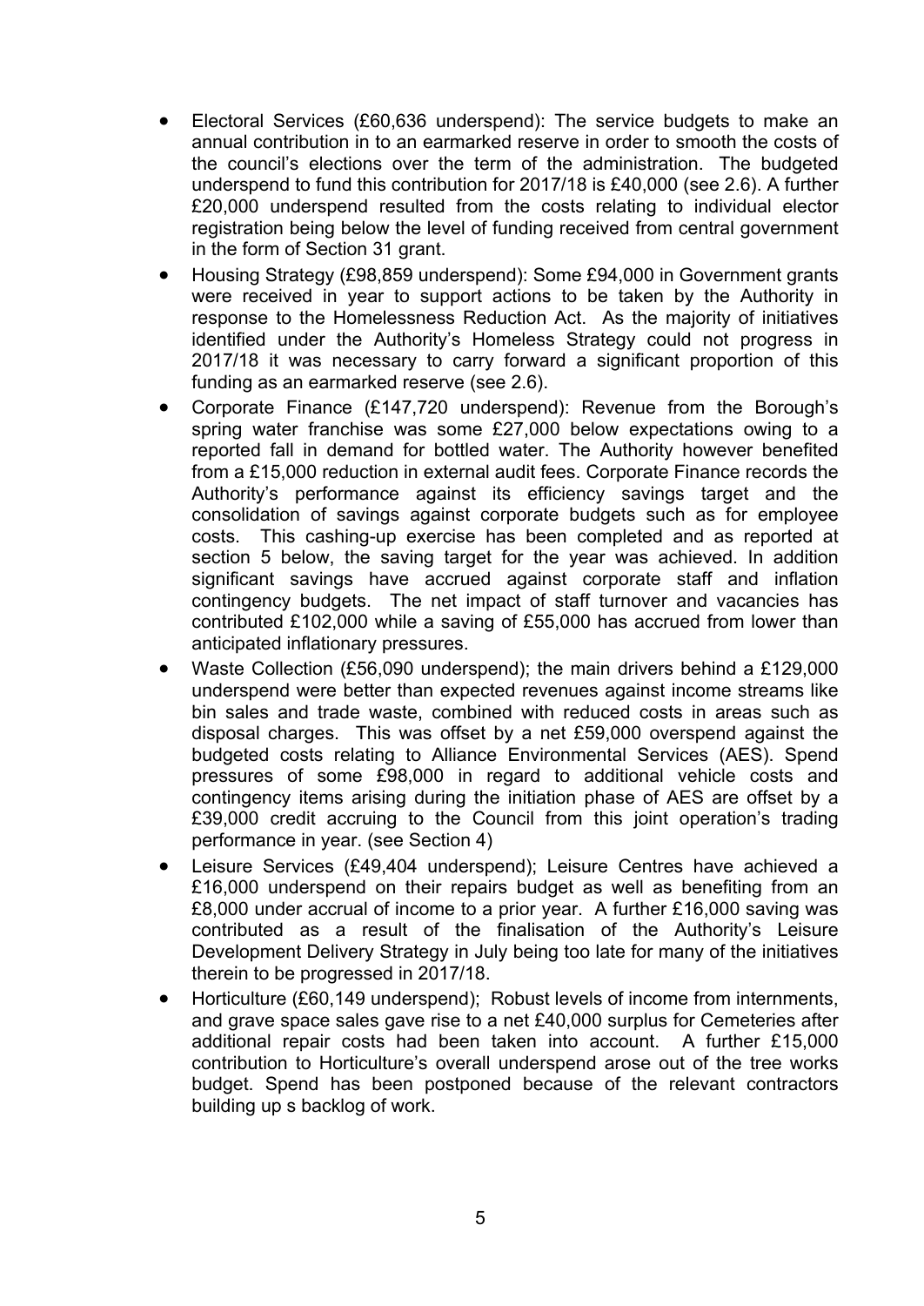- Electoral Services (£60,636 underspend): The service budgets to make an annual contribution in to an earmarked reserve in order to smooth the costs of the council's elections over the term of the administration. The budgeted underspend to fund this contribution for 2017/18 is £40,000 (see 2.6). A further £20,000 underspend resulted from the costs relating to individual elector registration being below the level of funding received from central government in the form of Section 31 grant.
- Housing Strategy (£98,859 underspend): Some £94,000 in Government grants were received in year to support actions to be taken by the Authority in response to the Homelessness Reduction Act. As the majority of initiatives identified under the Authority's Homeless Strategy could not progress in 2017/18 it was necessary to carry forward a significant proportion of this funding as an earmarked reserve (see 2.6).
- Corporate Finance (£147,720 underspend): Revenue from the Borough's spring water franchise was some £27,000 below expectations owing to a reported fall in demand for bottled water. The Authority however benefited from a £15,000 reduction in external audit fees. Corporate Finance records the Authority's performance against its efficiency savings target and the consolidation of savings against corporate budgets such as for employee costs. This cashing-up exercise has been completed and as reported at section 5 below, the saving target for the year was achieved. In addition significant savings have accrued against corporate staff and inflation contingency budgets. The net impact of staff turnover and vacancies has contributed £102,000 while a saving of £55,000 has accrued from lower than anticipated inflationary pressures.
- Waste Collection (£56,090 underspend); the main drivers behind a £129,000 underspend were better than expected revenues against income streams like bin sales and trade waste, combined with reduced costs in areas such as disposal charges. This was offset by a net £59,000 overspend against the budgeted costs relating to Alliance Environmental Services (AES). Spend pressures of some £98,000 in regard to additional vehicle costs and contingency items arising during the initiation phase of AES are offset by a £39,000 credit accruing to the Council from this joint operation's trading performance in year. (see Section 4)
- Leisure Services (£49,404 underspend); Leisure Centres have achieved a £16,000 underspend on their repairs budget as well as benefiting from an £8,000 under accrual of income to a prior year. A further £16,000 saving was contributed as a result of the finalisation of the Authority's Leisure Development Delivery Strategy in July being too late for many of the initiatives therein to be progressed in 2017/18.
- Horticulture (£60,149 underspend); Robust levels of income from internments, and grave space sales gave rise to a net £40,000 surplus for Cemeteries after additional repair costs had been taken into account. A further £15,000 contribution to Horticulture's overall underspend arose out of the tree works budget. Spend has been postponed because of the relevant contractors building up s backlog of work.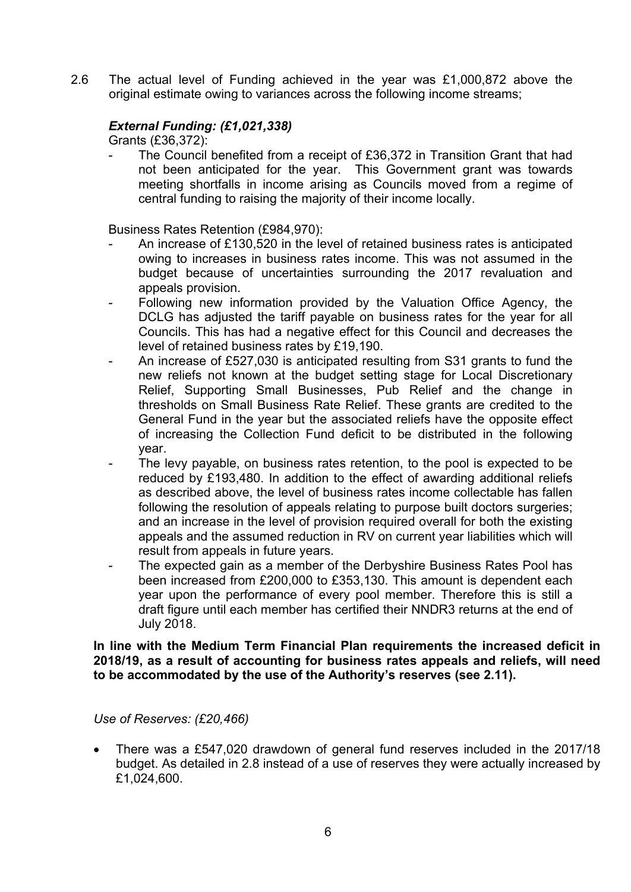2.6 The actual level of Funding achieved in the year was £1,000,872 above the original estimate owing to variances across the following income streams;

***External Funding: (£1,021,338)***

Grants (£36,372):

- The Council benefited from a receipt of £36,372 in Transition Grant that had not been anticipated for the year. This Government grant was towards meeting shortfalls in income arising as Councils moved from a regime of central funding to raising the majority of their income locally.

Business Rates Retention (£984,970):

- An increase of £130,520 in the level of retained business rates is anticipated owing to increases in business rates income. This was not assumed in the budget because of uncertainties surrounding the 2017 revaluation and appeals provision.
- Following new information provided by the Valuation Office Agency, the DCLG has adjusted the tariff payable on business rates for the year for all Councils. This has had a negative effect for this Council and decreases the level of retained business rates by £19,190.
- An increase of £527,030 is anticipated resulting from S31 grants to fund the new reliefs not known at the budget setting stage for Local Discretionary Relief, Supporting Small Businesses, Pub Relief and the change in thresholds on Small Business Rate Relief. These grants are credited to the General Fund in the year but the associated reliefs have the opposite effect of increasing the Collection Fund deficit to be distributed in the following year.
- The levy payable, on business rates retention, to the pool is expected to be reduced by £193,480. In addition to the effect of awarding additional reliefs as described above, the level of business rates income collectable has fallen following the resolution of appeals relating to purpose built doctors surgeries; and an increase in the level of provision required overall for both the existing appeals and the assumed reduction in RV on current year liabilities which will result from appeals in future years.
- The expected gain as a member of the Derbyshire Business Rates Pool has been increased from £200,000 to £353,130. This amount is dependent each year upon the performance of every pool member. Therefore this is still a draft figure until each member has certified their NNDR3 returns at the end of July 2018.

**In line with the Medium Term Financial Plan requirements the increased deficit in 2018/19, as a result of accounting for business rates appeals and reliefs, will need to be accommodated by the use of the Authority's reserves (see 2.11).**

*Use of Reserves: (£20,466)*

- There was a £547,020 drawdown of general fund reserves included in the 2017/18 budget. As detailed in 2.8 instead of a use of reserves they were actually increased by £1,024,600.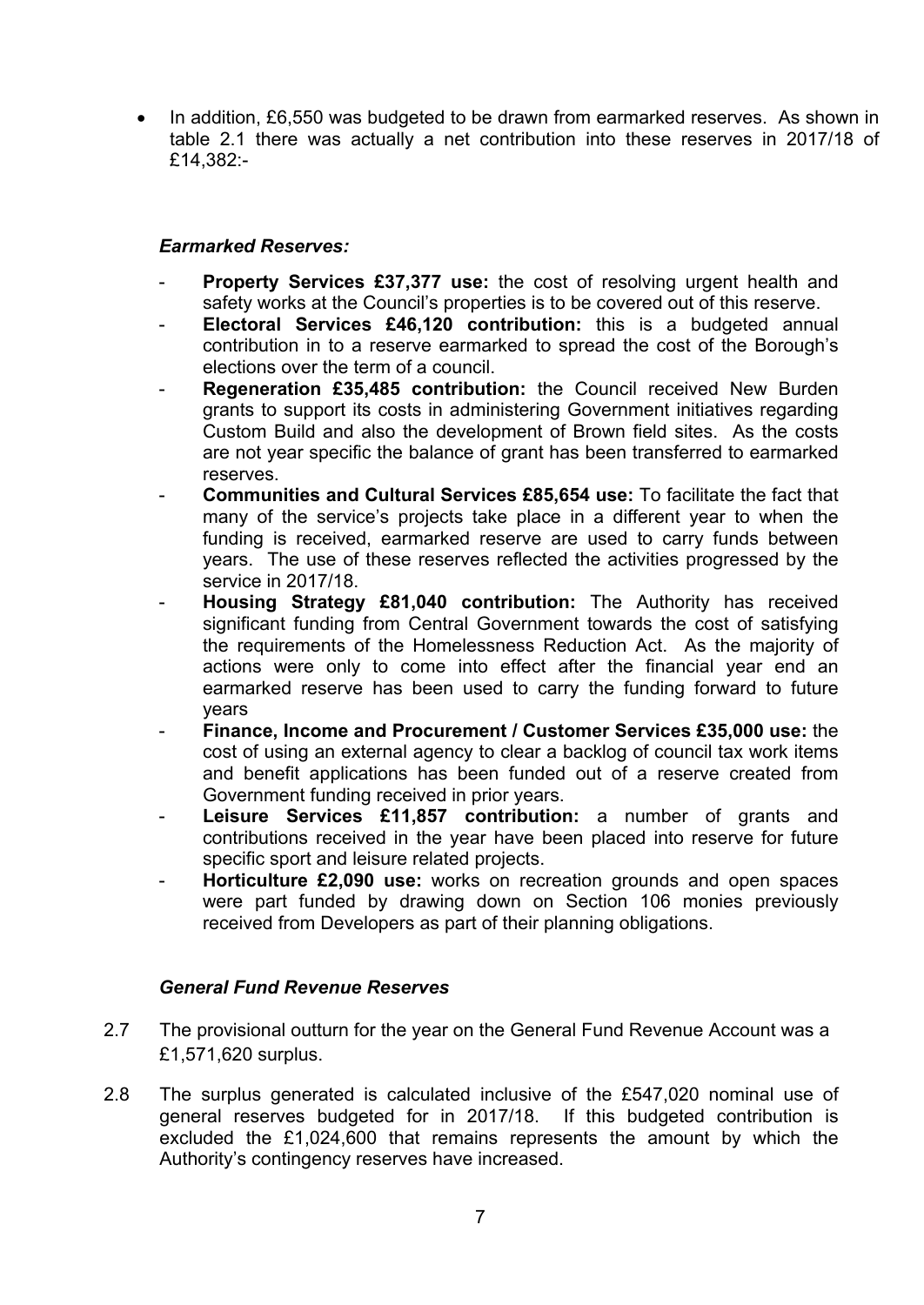- In addition, £6,550 was budgeted to be drawn from earmarked reserves. As shown in table 2.1 there was actually a net contribution into these reserves in 2017/18 of £14,382:-

### *Earmarked Reserves:*

- **Property Services £37,377 use:** the cost of resolving urgent health and safety works at the Council's properties is to be covered out of this reserve.
- **Electoral Services £46,120 contribution:** this is a budgeted annual contribution in to a reserve earmarked to spread the cost of the Borough's elections over the term of a council.
- **Regeneration £35,485 contribution:** the Council received New Burden grants to support its costs in administering Government initiatives regarding Custom Build and also the development of Brown field sites. As the costs are not year specific the balance of grant has been transferred to earmarked reserves.
- **Communities and Cultural Services £85,654 use:** To facilitate the fact that many of the service's projects take place in a different year to when the funding is received, earmarked reserve are used to carry funds between years. The use of these reserves reflected the activities progressed by the service in 2017/18.
- **Housing Strategy £81,040 contribution:** The Authority has received significant funding from Central Government towards the cost of satisfying the requirements of the Homelessness Reduction Act. As the majority of actions were only to come into effect after the financial year end an earmarked reserve has been used to carry the funding forward to future years
- **Finance, Income and Procurement / Customer Services £35,000 use:** the cost of using an external agency to clear a backlog of council tax work items and benefit applications has been funded out of a reserve created from Government funding received in prior years.
- **Leisure Services £11,857 contribution:** a number of grants and contributions received in the year have been placed into reserve for future specific sport and leisure related projects.
- **Horticulture £2,090 use:** works on recreation grounds and open spaces were part funded by drawing down on Section 106 monies previously received from Developers as part of their planning obligations.

### *General Fund Revenue Reserves*

2.7 The provisional outturn for the year on the General Fund Revenue Account was a £1,571,620 surplus.

2.8 The surplus generated is calculated inclusive of the £547,020 nominal use of general reserves budgeted for in 2017/18. If this budgeted contribution is excluded the £1,024,600 that remains represents the amount by which the Authority's contingency reserves have increased.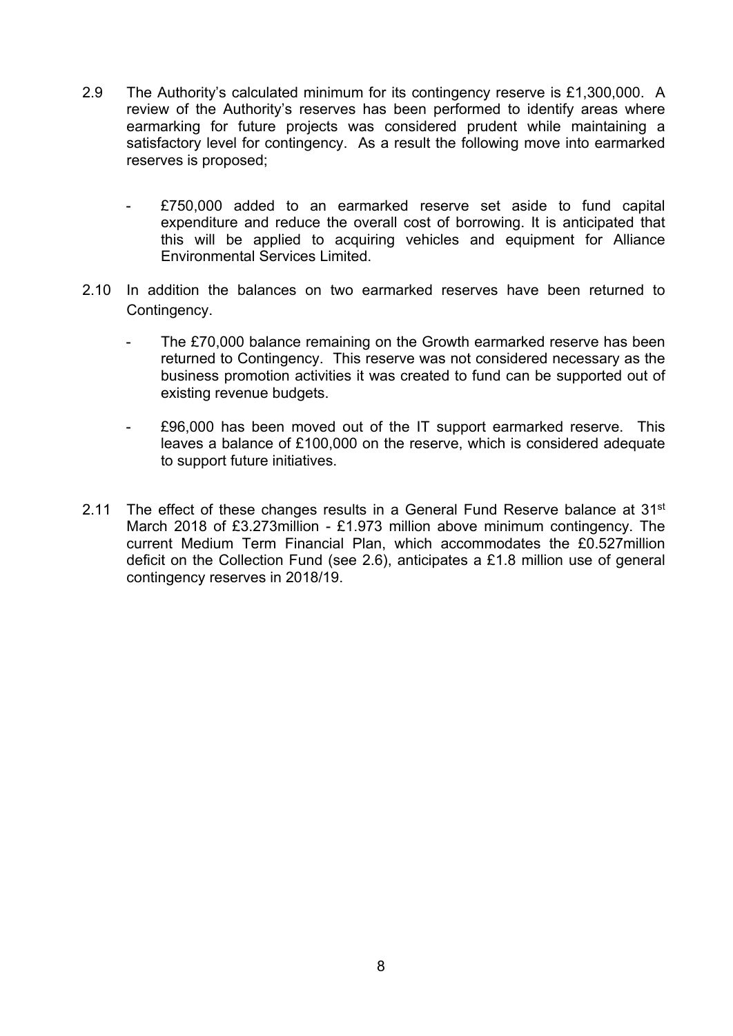2.9 The Authority's calculated minimum for its contingency reserve is £1,300,000. A review of the Authority's reserves has been performed to identify areas where earmarking for future projects was considered prudent while maintaining a satisfactory level for contingency. As a result the following move into earmarked reserves is proposed;

- £750,000 added to an earmarked reserve set aside to fund capital expenditure and reduce the overall cost of borrowing. It is anticipated that this will be applied to acquiring vehicles and equipment for Alliance Environmental Services Limited.

2.10 In addition the balances on two earmarked reserves have been returned to Contingency.

- The £70,000 balance remaining on the Growth earmarked reserve has been returned to Contingency. This reserve was not considered necessary as the business promotion activities it was created to fund can be supported out of existing revenue budgets.

- £96,000 has been moved out of the IT support earmarked reserve. This leaves a balance of £100,000 on the reserve, which is considered adequate to support future initiatives.

2.11 The effect of these changes results in a General Fund Reserve balance at 31st March 2018 of £3.273million - £1.973 million above minimum contingency. The current Medium Term Financial Plan, which accommodates the £0.527million deficit on the Collection Fund (see 2.6), anticipates a £1.8 million use of general contingency reserves in 2018/19.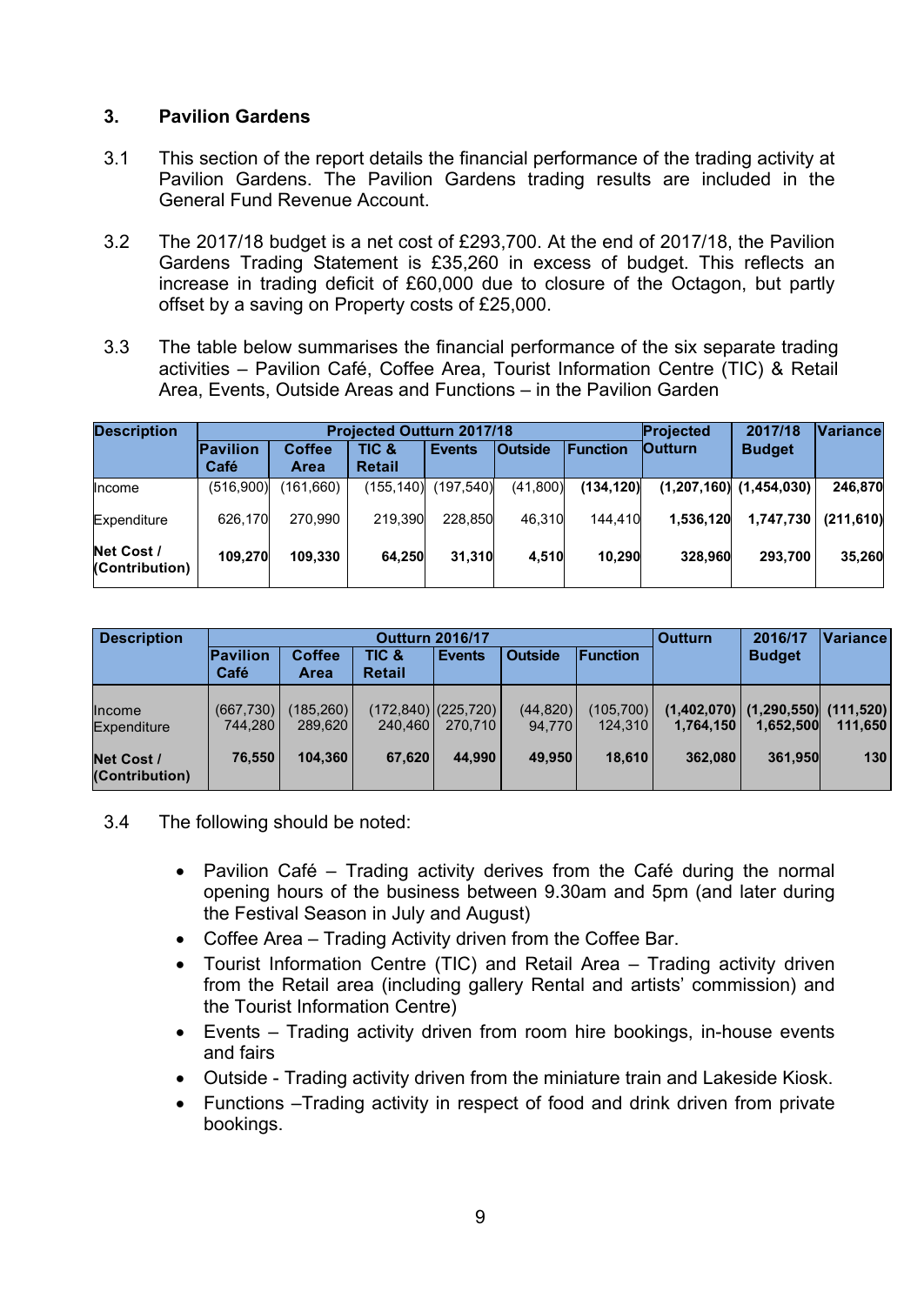## 3. Pavilion Gardens

3.1 This section of the report details the financial performance of the trading activity at Pavilion Gardens. The Pavilion Gardens trading results are included in the General Fund Revenue Account.

3.2 The 2017/18 budget is a net cost of £293,700. At the end of 2017/18, the Pavilion Gardens Trading Statement is £35,260 in excess of budget. This reflects an increase in trading deficit of £60,000 due to closure of the Octagon, but partly offset by a saving on Property costs of £25,000.

3.3 The table below summarises the financial performance of the six separate trading activities – Pavilion Café, Coffee Area, Tourist Information Centre (TIC) & Retail Area, Events, Outside Areas and Functions – in the Pavilion Garden

| Description | Projected Outturn 2017/18 | | | | | | Projected Outturn | 2017/18 Budget | Variance |
|---|---|---|---|---|---|---|---|---|---|
| | Pavilion Café | Coffee Area | TIC & Retail | Events | Outside | Function | | | |
| Income | (516,900) | (161,660) | (155,140) | (197,540) | (41,800) | **(134,120)** | **(1,207,160)** | **(1,454,030)** | **246,870** |
| Expenditure | 626,170 | 270,990 | 219,390 | 228,850 | 46,310 | 144,410 | **1,536,120** | **1,747,730** | **(211,610)** |
| **Net Cost / (Contribution)** | **109,270** | **109,330** | **64,250** | **31,310** | **4,510** | **10,290** | **328,960** | **293,700** | **35,260** |

| Description | Outturn 2016/17 | | | | | | Outturn | 2016/17 Budget | Variance |
|---|---|---|---|---|---|---|---|---|---|
| | Pavilion Café | Coffee Area | TIC & Retail | Events | Outside | Function | | | |
| Income | (667,730) | (185,260) | (172,840) | (225,720) | (44,820) | (105,700) | **(1,402,070)** | **(1,290,550)** | **(111,520)** |
| Expenditure | 744,280 | 289,620 | 240,460 | 270,710 | 94,770 | 124,310 | **1,764,150** | **1,652,500** | **111,650** |
| **Net Cost / (Contribution)** | **76,550** | **104,360** | **67,620** | **44,990** | **49,950** | **18,610** | **362,080** | **361,950** | **130** |

3.4 The following should be noted:

- Pavilion Café – Trading activity derives from the Café during the normal opening hours of the business between 9.30am and 5pm (and later during the Festival Season in July and August)
- Coffee Area – Trading Activity driven from the Coffee Bar.
- Tourist Information Centre (TIC) and Retail Area – Trading activity driven from the Retail area (including gallery Rental and artists' commission) and the Tourist Information Centre)
- Events – Trading activity driven from room hire bookings, in-house events and fairs
- Outside - Trading activity driven from the miniature train and Lakeside Kiosk.
- Functions –Trading activity in respect of food and drink driven from private bookings.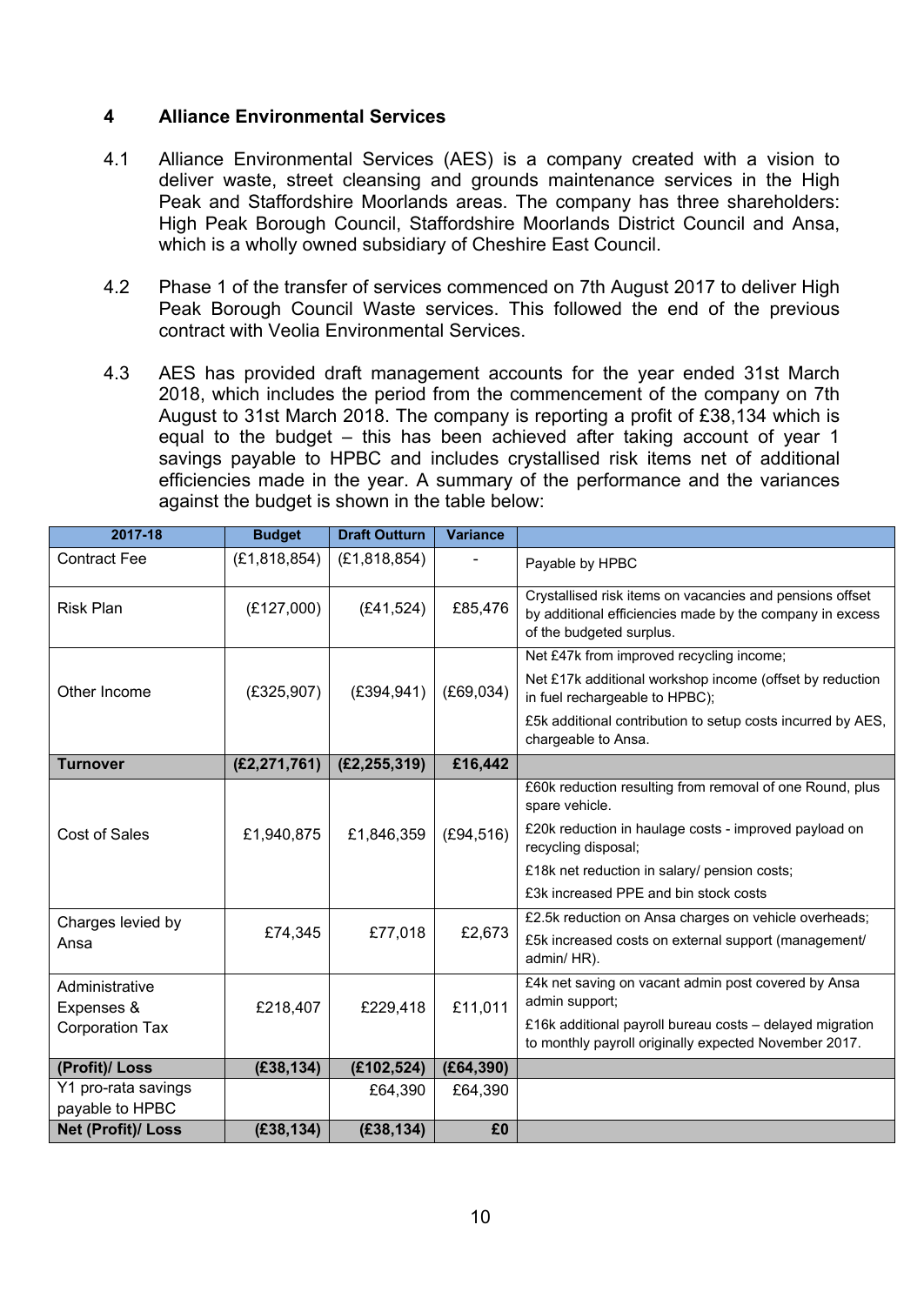## 4 Alliance Environmental Services

4.1 Alliance Environmental Services (AES) is a company created with a vision to deliver waste, street cleansing and grounds maintenance services in the High Peak and Staffordshire Moorlands areas. The company has three shareholders: High Peak Borough Council, Staffordshire Moorlands District Council and Ansa, which is a wholly owned subsidiary of Cheshire East Council.

4.2 Phase 1 of the transfer of services commenced on 7th August 2017 to deliver High Peak Borough Council Waste services. This followed the end of the previous contract with Veolia Environmental Services.

4.3 AES has provided draft management accounts for the year ended 31st March 2018, which includes the period from the commencement of the company on 7th August to 31st March 2018. The company is reporting a profit of £38,134 which is equal to the budget – this has been achieved after taking account of year 1 savings payable to HPBC and includes crystallised risk items net of additional efficiencies made in the year. A summary of the performance and the variances against the budget is shown in the table below:

| 2017-18 | Budget | Draft Outturn | Variance | |
|---|---|---|---|---|
| Contract Fee | (£1,818,854) | (£1,818,854) | - | Payable by HPBC |
| Risk Plan | (£127,000) | (£41,524) | £85,476 | Crystallised risk items on vacancies and pensions offset by additional efficiencies made by the company in excess of the budgeted surplus. |
| Other Income | (£325,907) | (£394,941) | (£69,034) | Net £47k from improved recycling income;<br>Net £17k additional workshop income (offset by reduction in fuel rechargeable to HPBC);<br>£5k additional contribution to setup costs incurred by AES, chargeable to Ansa. |
| **Turnover** | **(£2,271,761)** | **(£2,255,319)** | **£16,442** | |
| Cost of Sales | £1,940,875 | £1,846,359 | (£94,516) | £60k reduction resulting from removal of one Round, plus spare vehicle.<br>£20k reduction in haulage costs - improved payload on recycling disposal;<br>£18k net reduction in salary/ pension costs;<br>£3k increased PPE and bin stock costs |
| Charges levied by Ansa | £74,345 | £77,018 | £2,673 | £2.5k reduction on Ansa charges on vehicle overheads;<br>£5k increased costs on external support (management/ admin/ HR). |
| Administrative Expenses & Corporation Tax | £218,407 | £229,418 | £11,011 | £4k net saving on vacant admin post covered by Ansa admin support;<br>£16k additional payroll bureau costs – delayed migration to monthly payroll originally expected November 2017. |
| **(Profit)/ Loss** | **(£38,134)** | **(£102,524)** | **(£64,390)** | |
| Y1 pro-rata savings payable to HPBC | | £64,390 | £64,390 | |
| **Net (Profit)/ Loss** | **(£38,134)** | **(£38,134)** | **£0** | |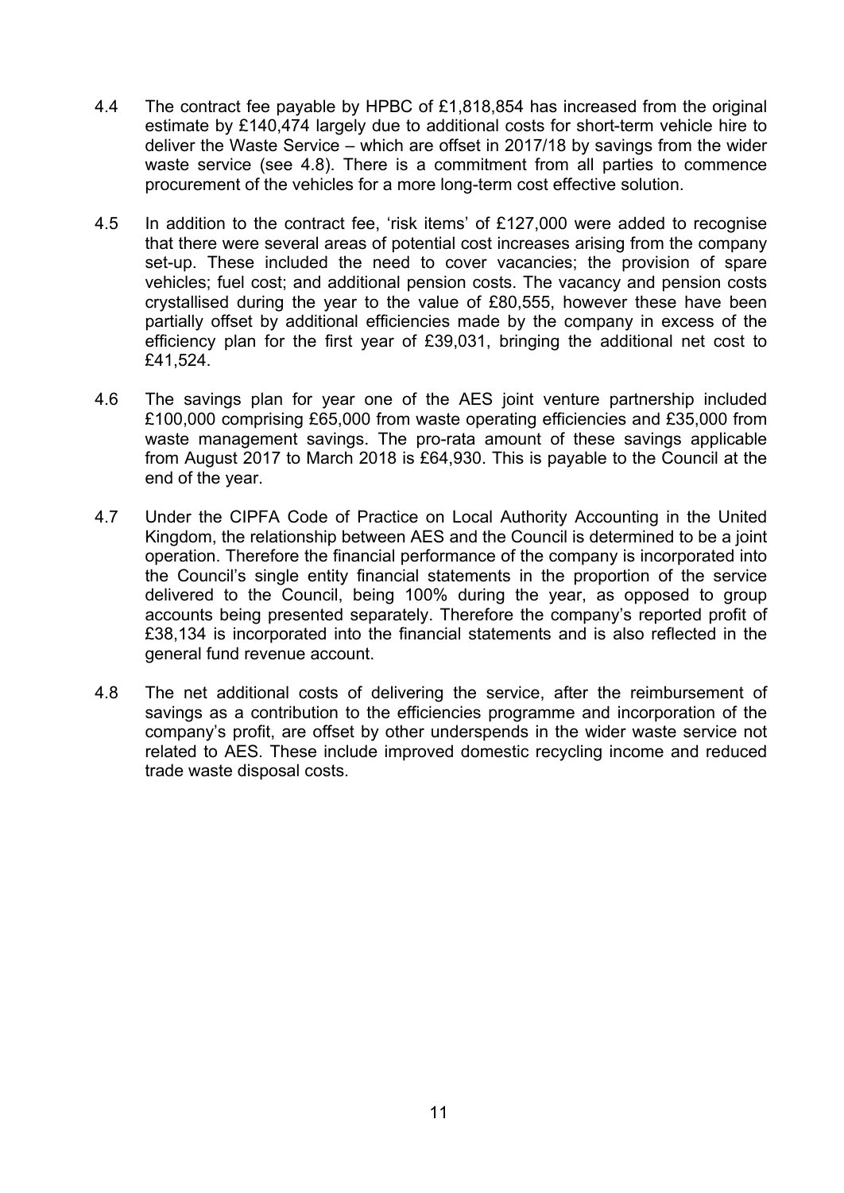4.4 The contract fee payable by HPBC of £1,818,854 has increased from the original estimate by £140,474 largely due to additional costs for short-term vehicle hire to deliver the Waste Service – which are offset in 2017/18 by savings from the wider waste service (see 4.8). There is a commitment from all parties to commence procurement of the vehicles for a more long-term cost effective solution.

4.5 In addition to the contract fee, 'risk items' of £127,000 were added to recognise that there were several areas of potential cost increases arising from the company set-up. These included the need to cover vacancies; the provision of spare vehicles; fuel cost; and additional pension costs. The vacancy and pension costs crystallised during the year to the value of £80,555, however these have been partially offset by additional efficiencies made by the company in excess of the efficiency plan for the first year of £39,031, bringing the additional net cost to £41,524.

4.6 The savings plan for year one of the AES joint venture partnership included £100,000 comprising £65,000 from waste operating efficiencies and £35,000 from waste management savings. The pro-rata amount of these savings applicable from August 2017 to March 2018 is £64,930. This is payable to the Council at the end of the year.

4.7 Under the CIPFA Code of Practice on Local Authority Accounting in the United Kingdom, the relationship between AES and the Council is determined to be a joint operation. Therefore the financial performance of the company is incorporated into the Council's single entity financial statements in the proportion of the service delivered to the Council, being 100% during the year, as opposed to group accounts being presented separately. Therefore the company's reported profit of £38,134 is incorporated into the financial statements and is also reflected in the general fund revenue account.

4.8 The net additional costs of delivering the service, after the reimbursement of savings as a contribution to the efficiencies programme and incorporation of the company's profit, are offset by other underspends in the wider waste service not related to AES. These include improved domestic recycling income and reduced trade waste disposal costs.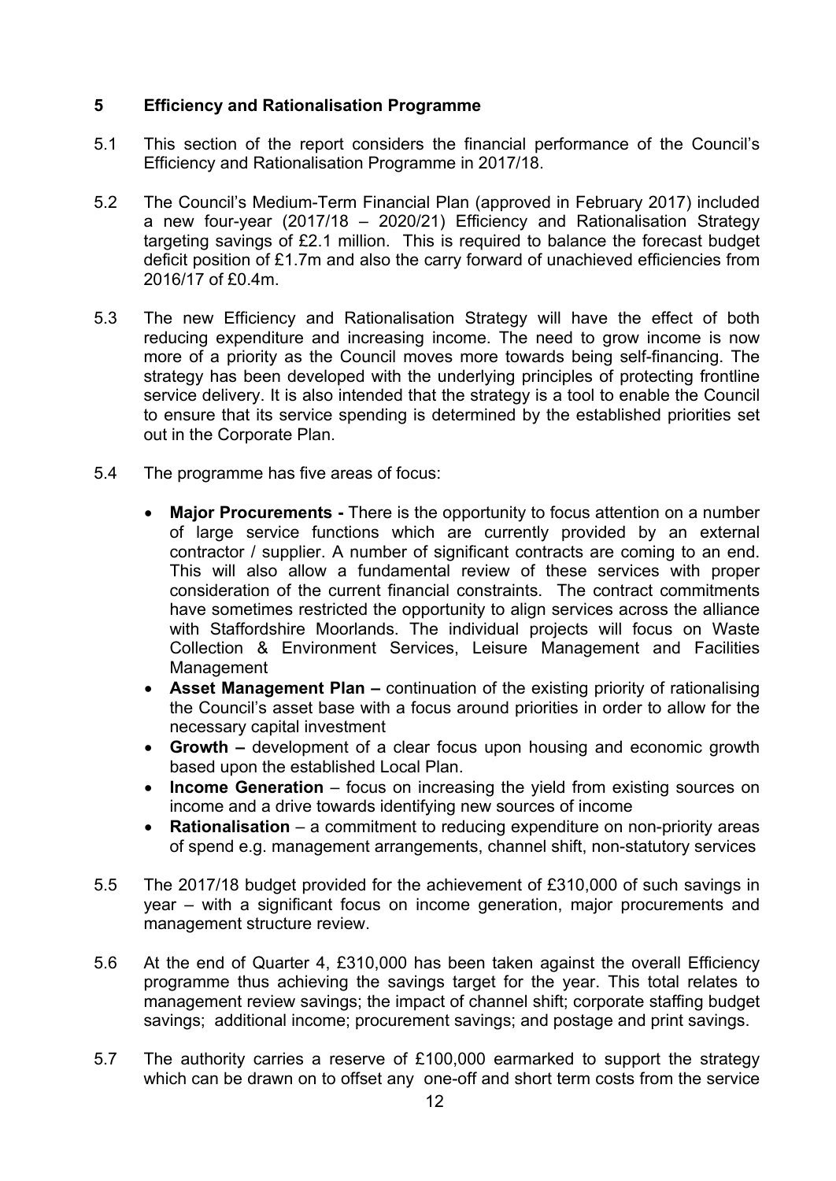## 5 Efficiency and Rationalisation Programme

5.1 This section of the report considers the financial performance of the Council's Efficiency and Rationalisation Programme in 2017/18.

5.2 The Council's Medium-Term Financial Plan (approved in February 2017) included a new four-year (2017/18 – 2020/21) Efficiency and Rationalisation Strategy targeting savings of £2.1 million. This is required to balance the forecast budget deficit position of £1.7m and also the carry forward of unachieved efficiencies from 2016/17 of £0.4m.

5.3 The new Efficiency and Rationalisation Strategy will have the effect of both reducing expenditure and increasing income. The need to grow income is now more of a priority as the Council moves more towards being self-financing. The strategy has been developed with the underlying principles of protecting frontline service delivery. It is also intended that the strategy is a tool to enable the Council to ensure that its service spending is determined by the established priorities set out in the Corporate Plan.

5.4 The programme has five areas of focus:

- **Major Procurements -** There is the opportunity to focus attention on a number of large service functions which are currently provided by an external contractor / supplier. A number of significant contracts are coming to an end. This will also allow a fundamental review of these services with proper consideration of the current financial constraints. The contract commitments have sometimes restricted the opportunity to align services across the alliance with Staffordshire Moorlands. The individual projects will focus on Waste Collection & Environment Services, Leisure Management and Facilities Management
- **Asset Management Plan –** continuation of the existing priority of rationalising the Council's asset base with a focus around priorities in order to allow for the necessary capital investment
- **Growth –** development of a clear focus upon housing and economic growth based upon the established Local Plan.
- **Income Generation** – focus on increasing the yield from existing sources on income and a drive towards identifying new sources of income
- **Rationalisation** – a commitment to reducing expenditure on non-priority areas of spend e.g. management arrangements, channel shift, non-statutory services

5.5 The 2017/18 budget provided for the achievement of £310,000 of such savings in year – with a significant focus on income generation, major procurements and management structure review.

5.6 At the end of Quarter 4, £310,000 has been taken against the overall Efficiency programme thus achieving the savings target for the year. This total relates to management review savings; the impact of channel shift; corporate staffing budget savings; additional income; procurement savings; and postage and print savings.

5.7 The authority carries a reserve of £100,000 earmarked to support the strategy which can be drawn on to offset any one-off and short term costs from the service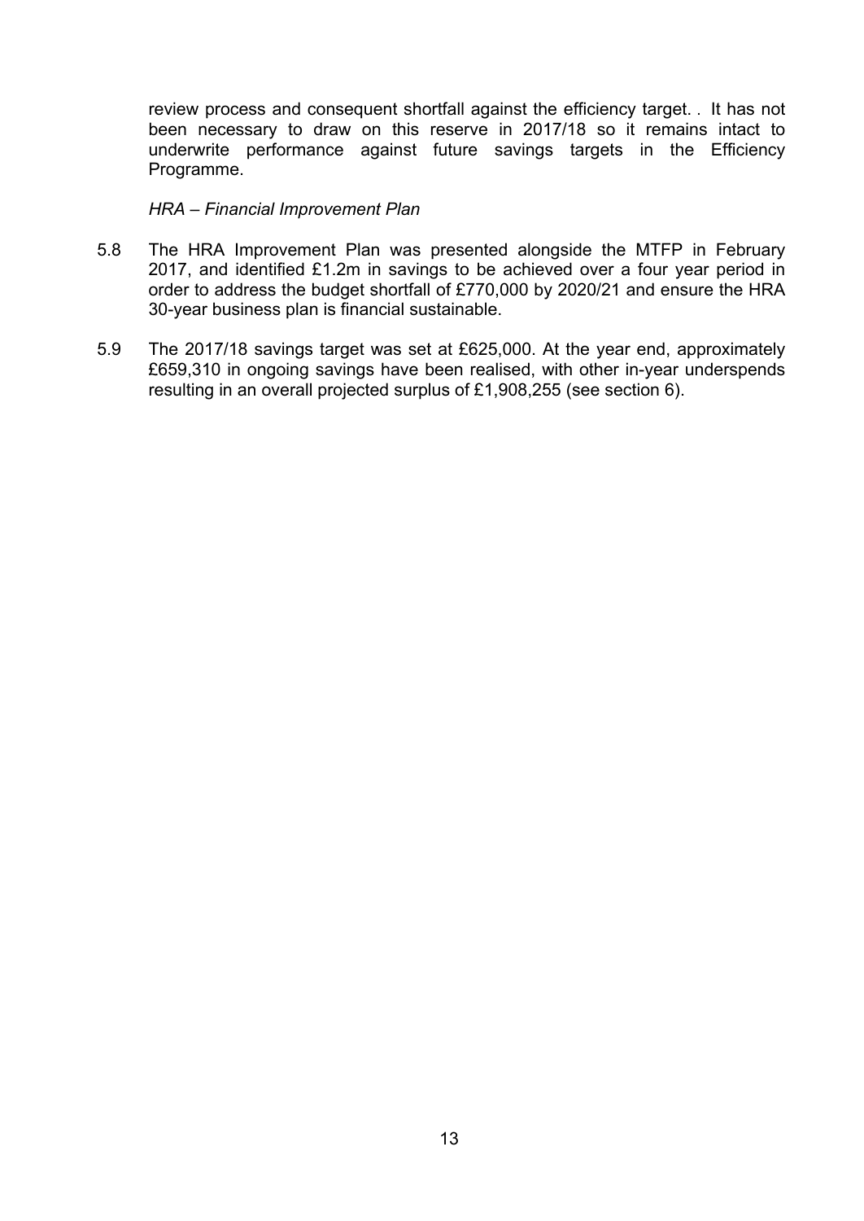review process and consequent shortfall against the efficiency target. . It has not been necessary to draw on this reserve in 2017/18 so it remains intact to underwrite performance against future savings targets in the Efficiency Programme.

*HRA – Financial Improvement Plan*

5.8 The HRA Improvement Plan was presented alongside the MTFP in February 2017, and identified £1.2m in savings to be achieved over a four year period in order to address the budget shortfall of £770,000 by 2020/21 and ensure the HRA 30-year business plan is financial sustainable.

5.9 The 2017/18 savings target was set at £625,000. At the year end, approximately £659,310 in ongoing savings have been realised, with other in-year underspends resulting in an overall projected surplus of £1,908,255 (see section 6).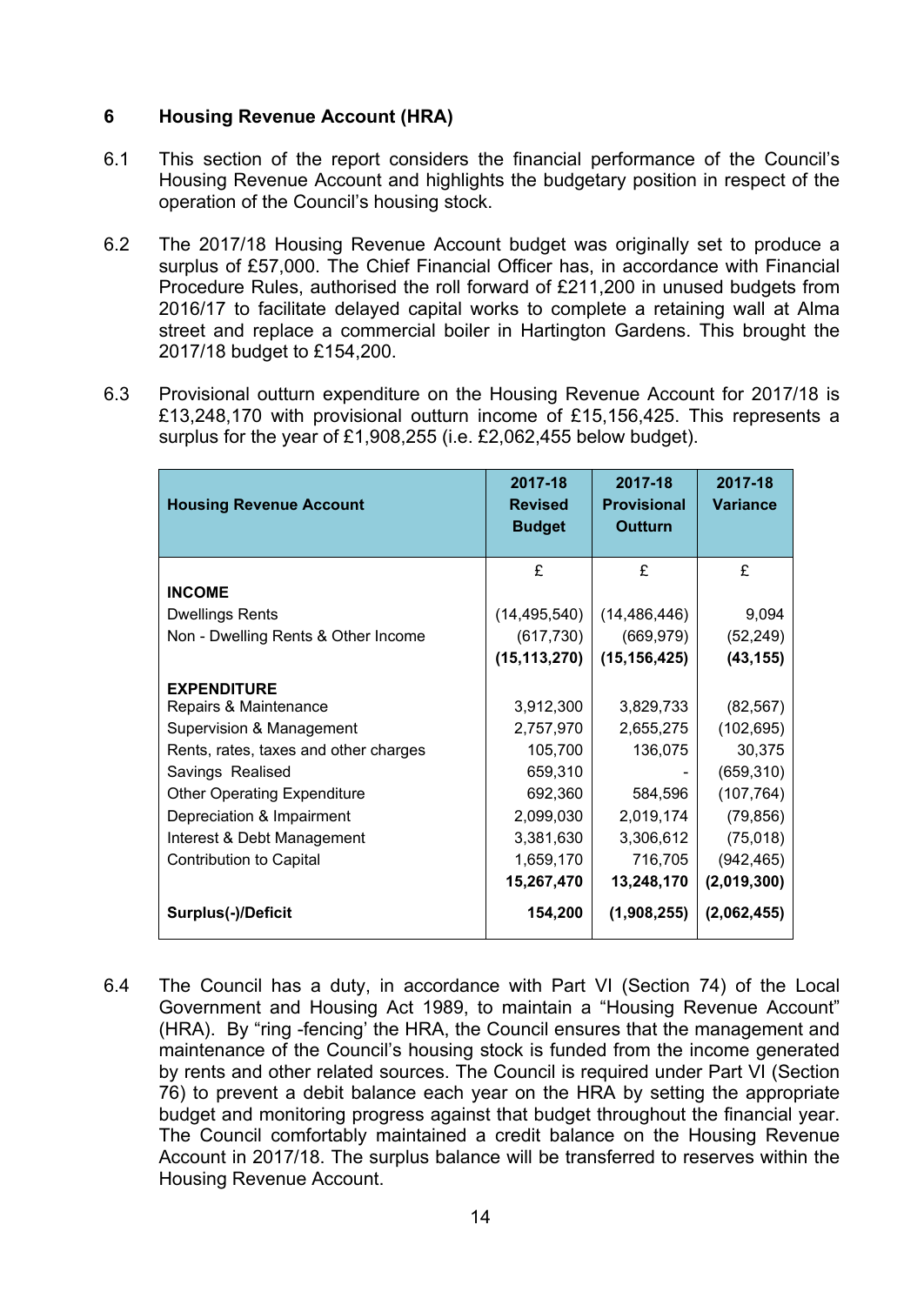## 6 Housing Revenue Account (HRA)

6.1 This section of the report considers the financial performance of the Council's Housing Revenue Account and highlights the budgetary position in respect of the operation of the Council's housing stock.

6.2 The 2017/18 Housing Revenue Account budget was originally set to produce a surplus of £57,000. The Chief Financial Officer has, in accordance with Financial Procedure Rules, authorised the roll forward of £211,200 in unused budgets from 2016/17 to facilitate delayed capital works to complete a retaining wall at Alma street and replace a commercial boiler in Hartington Gardens. This brought the 2017/18 budget to £154,200.

6.3 Provisional outturn expenditure on the Housing Revenue Account for 2017/18 is £13,248,170 with provisional outturn income of £15,156,425. This represents a surplus for the year of £1,908,255 (i.e. £2,062,455 below budget).

| Housing Revenue Account | 2017-18 Revised Budget | 2017-18 Provisional Outturn | 2017-18 Variance |
|---|---|---|---|
| | £ | £ | £ |
| **INCOME** | | | |
| Dwellings Rents | (14,495,540) | (14,486,446) | 9,094 |
| Non - Dwelling Rents & Other Income | (617,730) | (669,979) | (52,249) |
| | **(15,113,270)** | **(15,156,425)** | **(43,155)** |
| **EXPENDITURE** | | | |
| Repairs & Maintenance | 3,912,300 | 3,829,733 | (82,567) |
| Supervision & Management | 2,757,970 | 2,655,275 | (102,695) |
| Rents, rates, taxes and other charges | 105,700 | 136,075 | 30,375 |
| Savings Realised | 659,310 | - | (659,310) |
| Other Operating Expenditure | 692,360 | 584,596 | (107,764) |
| Depreciation & Impairment | 2,099,030 | 2,019,174 | (79,856) |
| Interest & Debt Management | 3,381,630 | 3,306,612 | (75,018) |
| Contribution to Capital | 1,659,170 | 716,705 | (942,465) |
| | **15,267,470** | **13,248,170** | **(2,019,300)** |
| **Surplus(-)/Deficit** | **154,200** | **(1,908,255)** | **(2,062,455)** |

6.4 The Council has a duty, in accordance with Part VI (Section 74) of the Local Government and Housing Act 1989, to maintain a "Housing Revenue Account" (HRA). By "ring -fencing' the HRA, the Council ensures that the management and maintenance of the Council's housing stock is funded from the income generated by rents and other related sources. The Council is required under Part VI (Section 76) to prevent a debit balance each year on the HRA by setting the appropriate budget and monitoring progress against that budget throughout the financial year. The Council comfortably maintained a credit balance on the Housing Revenue Account in 2017/18. The surplus balance will be transferred to reserves within the Housing Revenue Account.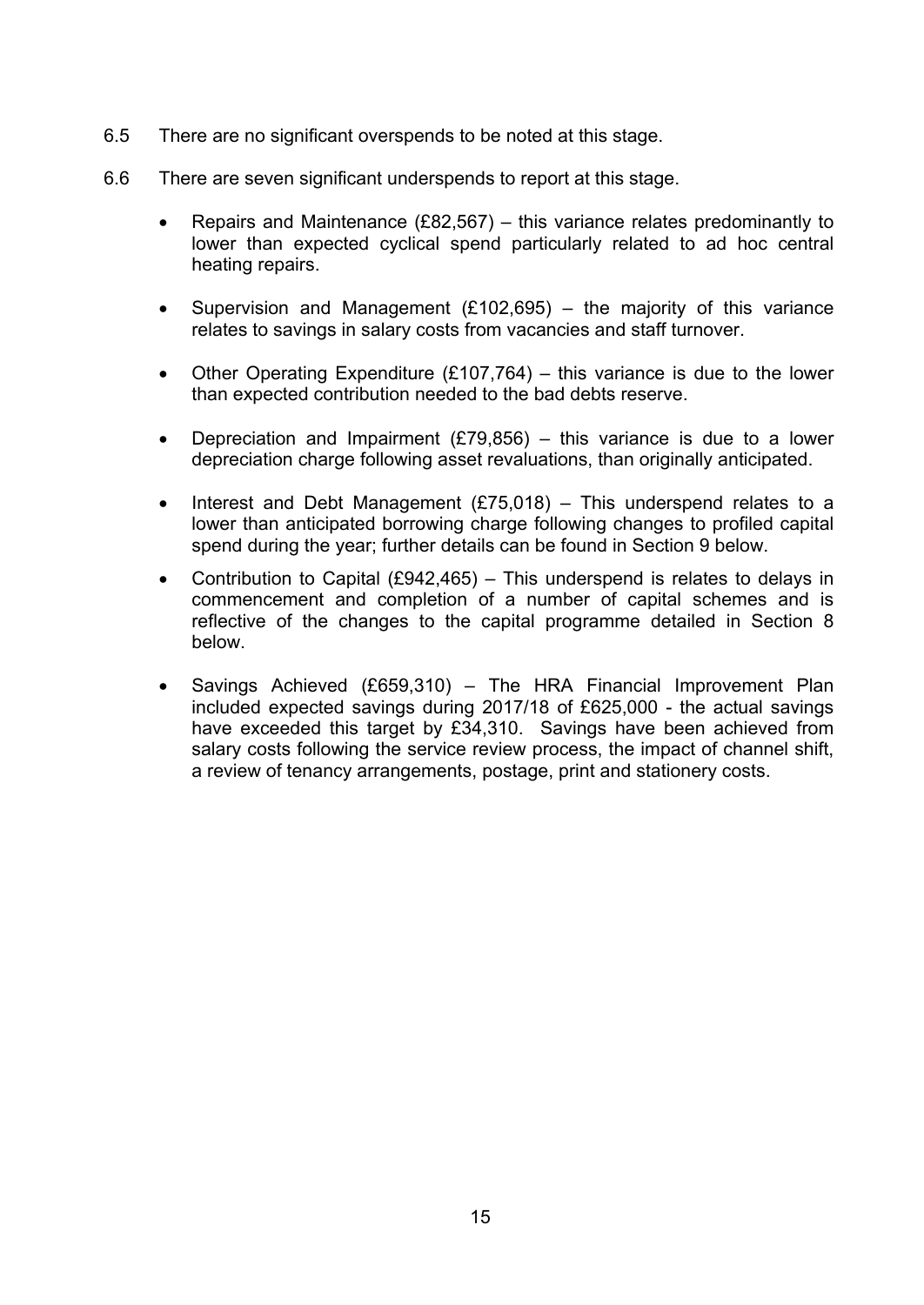6.5 There are no significant overspends to be noted at this stage.

6.6 There are seven significant underspends to report at this stage.

- Repairs and Maintenance (£82,567) – this variance relates predominantly to lower than expected cyclical spend particularly related to ad hoc central heating repairs.

- Supervision and Management (£102,695) – the majority of this variance relates to savings in salary costs from vacancies and staff turnover.

- Other Operating Expenditure (£107,764) – this variance is due to the lower than expected contribution needed to the bad debts reserve.

- Depreciation and Impairment (£79,856) – this variance is due to a lower depreciation charge following asset revaluations, than originally anticipated.

- Interest and Debt Management (£75,018) – This underspend relates to a lower than anticipated borrowing charge following changes to profiled capital spend during the year; further details can be found in Section 9 below.

- Contribution to Capital (£942,465) – This underspend is relates to delays in commencement and completion of a number of capital schemes and is reflective of the changes to the capital programme detailed in Section 8 below.

- Savings Achieved (£659,310) – The HRA Financial Improvement Plan included expected savings during 2017/18 of £625,000 - the actual savings have exceeded this target by £34,310. Savings have been achieved from salary costs following the service review process, the impact of channel shift, a review of tenancy arrangements, postage, print and stationery costs.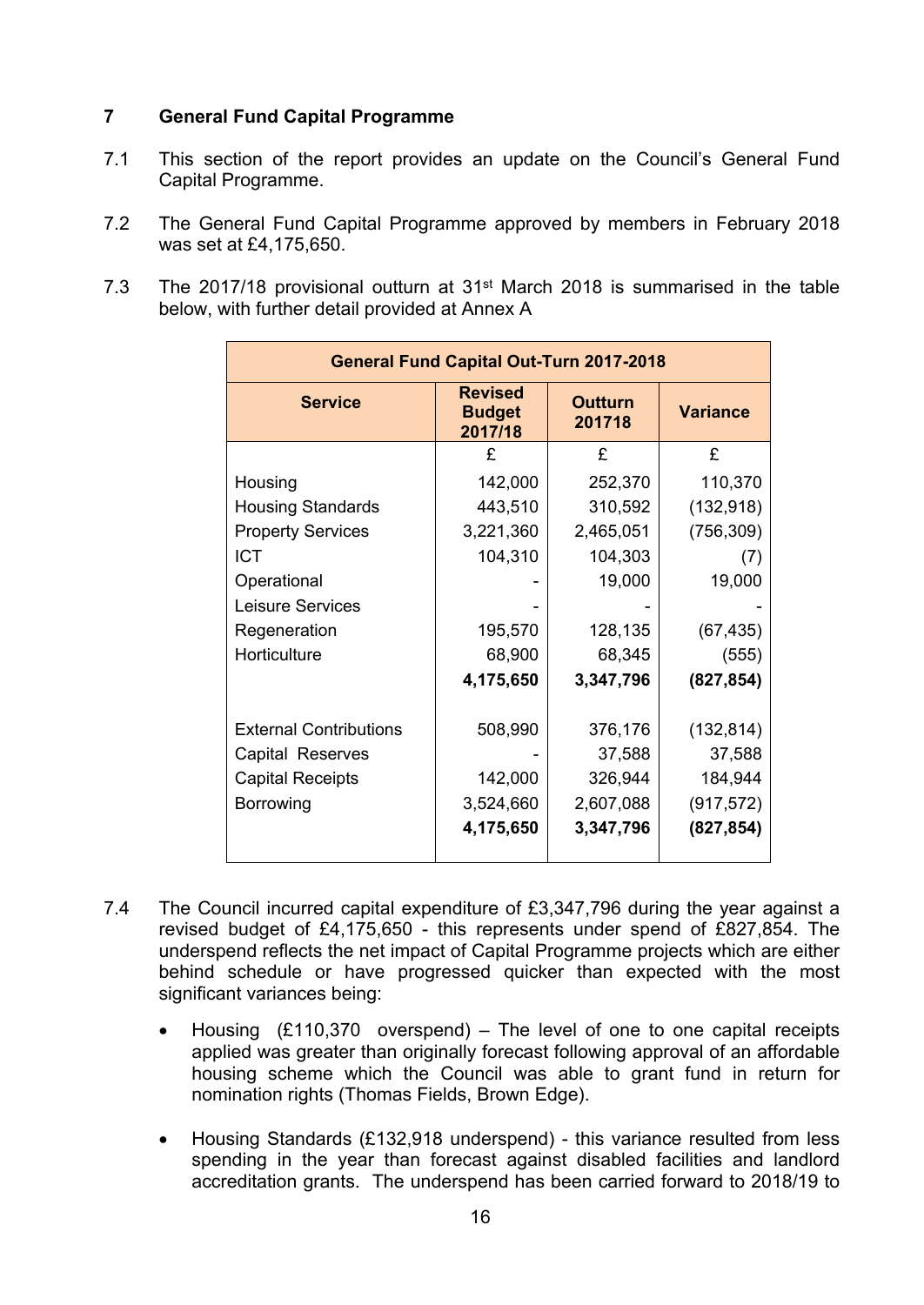## 7 General Fund Capital Programme

7.1 This section of the report provides an update on the Council's General Fund Capital Programme.

7.2 The General Fund Capital Programme approved by members in February 2018 was set at £4,175,650.

7.3 The 2017/18 provisional outturn at 31st March 2018 is summarised in the table below, with further detail provided at Annex A

| General Fund Capital Out-Turn 2017-2018 | | | |
|---|---|---|---|
| **Service** | **Revised Budget 2017/18** | **Outturn 201718** | **Variance** |
| | £ | £ | £ |
| Housing | 142,000 | 252,370 | 110,370 |
| Housing Standards | 443,510 | 310,592 | (132,918) |
| Property Services | 3,221,360 | 2,465,051 | (756,309) |
| ICT | 104,310 | 104,303 | (7) |
| Operational | - | 19,000 | 19,000 |
| Leisure Services | - | - | - |
| Regeneration | 195,570 | 128,135 | (67,435) |
| Horticulture | 68,900 | 68,345 | (555) |
| | **4,175,650** | **3,347,796** | **(827,854)** |
| | | | |
| External Contributions | 508,990 | 376,176 | (132,814) |
| Capital Reserves | - | 37,588 | 37,588 |
| Capital Receipts | 142,000 | 326,944 | 184,944 |
| Borrowing | 3,524,660 | 2,607,088 | (917,572) |
| | **4,175,650** | **3,347,796** | **(827,854)** |

7.4 The Council incurred capital expenditure of £3,347,796 during the year against a revised budget of £4,175,650 - this represents under spend of £827,854. The underspend reflects the net impact of Capital Programme projects which are either behind schedule or have progressed quicker than expected with the most significant variances being:

- Housing (£110,370 overspend) – The level of one to one capital receipts applied was greater than originally forecast following approval of an affordable housing scheme which the Council was able to grant fund in return for nomination rights (Thomas Fields, Brown Edge).

- Housing Standards (£132,918 underspend) - this variance resulted from less spending in the year than forecast against disabled facilities and landlord accreditation grants. The underspend has been carried forward to 2018/19 to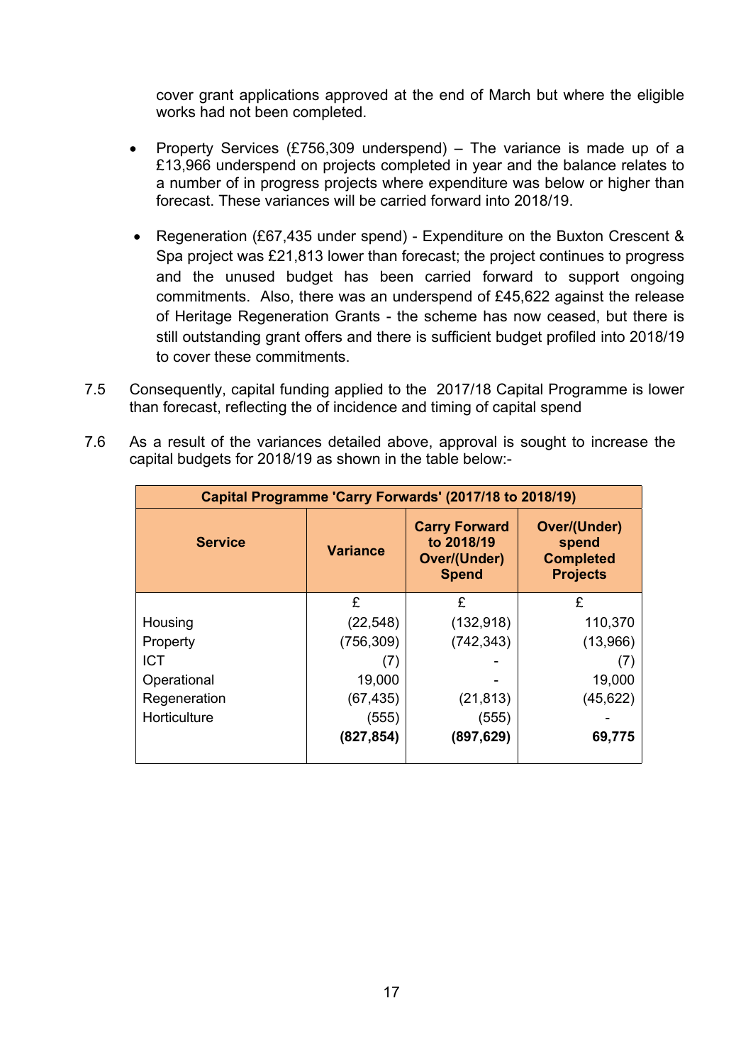cover grant applications approved at the end of March but where the eligible works had not been completed.

- Property Services (£756,309 underspend) – The variance is made up of a £13,966 underspend on projects completed in year and the balance relates to a number of in progress projects where expenditure was below or higher than forecast. These variances will be carried forward into 2018/19.

- Regeneration (£67,435 under spend) - Expenditure on the Buxton Crescent & Spa project was £21,813 lower than forecast; the project continues to progress and the unused budget has been carried forward to support ongoing commitments. Also, there was an underspend of £45,622 against the release of Heritage Regeneration Grants - the scheme has now ceased, but there is still outstanding grant offers and there is sufficient budget profiled into 2018/19 to cover these commitments.

7.5 Consequently, capital funding applied to the 2017/18 Capital Programme is lower than forecast, reflecting the of incidence and timing of capital spend

7.6 As a result of the variances detailed above, approval is sought to increase the capital budgets for 2018/19 as shown in the table below:-

| Capital Programme 'Carry Forwards' (2017/18 to 2018/19) | | | |
|---|---|---|---|
| **Service** | **Variance** | **Carry Forward to 2018/19 Over/(Under) Spend** | **Over/(Under) spend Completed Projects** |
| | £ | £ | £ |
| Housing | (22,548) | (132,918) | 110,370 |
| Property | (756,309) | (742,343) | (13,966) |
| ICT | (7) | - | (7) |
| Operational | 19,000 | - | 19,000 |
| Regeneration | (67,435) | (21,813) | (45,622) |
| Horticulture | (555) | (555) | - |
| | **(827,854)** | **(897,629)** | **69,775** |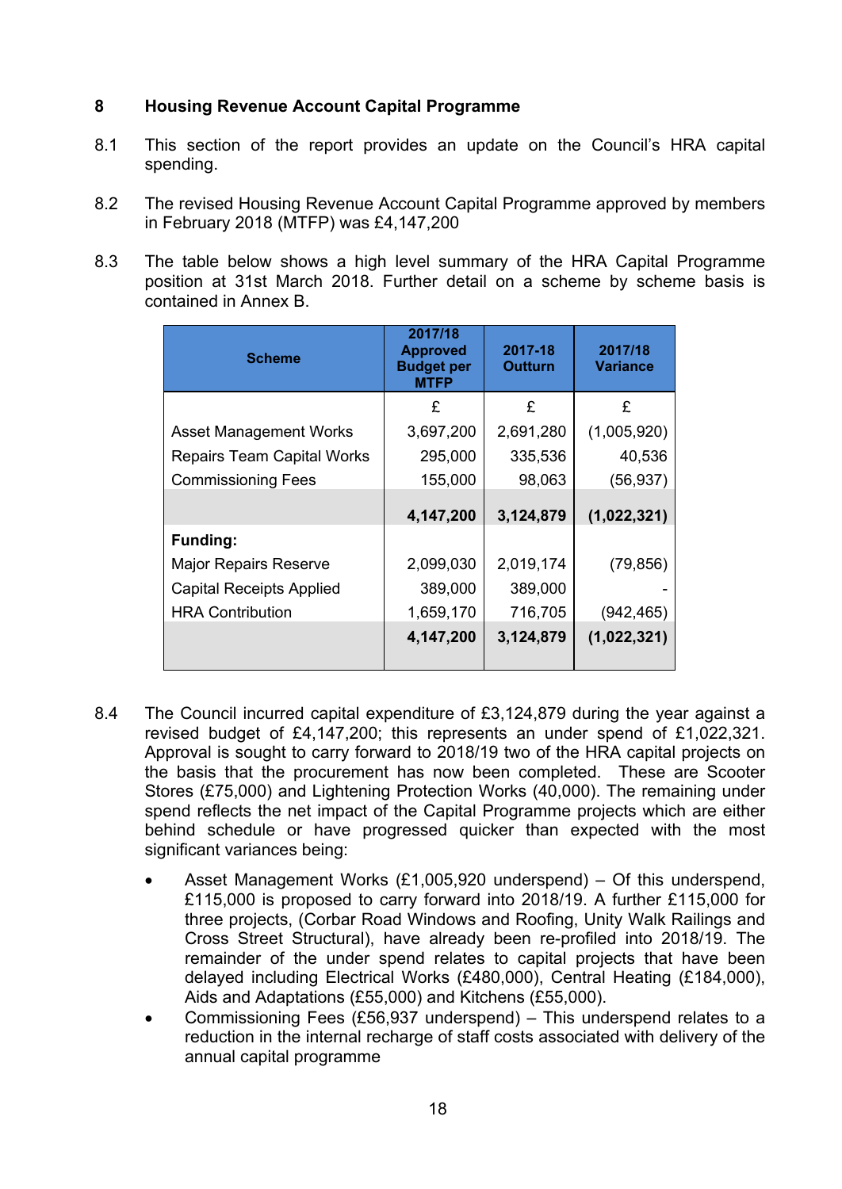## 8 Housing Revenue Account Capital Programme

8.1 This section of the report provides an update on the Council's HRA capital spending.

8.2 The revised Housing Revenue Account Capital Programme approved by members in February 2018 (MTFP) was £4,147,200

8.3 The table below shows a high level summary of the HRA Capital Programme position at 31st March 2018. Further detail on a scheme by scheme basis is contained in Annex B.

| Scheme | 2017/18 Approved Budget per MTFP | 2017-18 Outturn | 2017/18 Variance |
|---|---|---|---|
| | £ | £ | £ |
| Asset Management Works | 3,697,200 | 2,691,280 | (1,005,920) |
| Repairs Team Capital Works | 295,000 | 335,536 | 40,536 |
| Commissioning Fees | 155,000 | 98,063 | (56,937) |
| | **4,147,200** | **3,124,879** | **(1,022,321)** |
| **Funding:** | | | |
| Major Repairs Reserve | 2,099,030 | 2,019,174 | (79,856) |
| Capital Receipts Applied | 389,000 | 389,000 | - |
| HRA Contribution | 1,659,170 | 716,705 | (942,465) |
| | **4,147,200** | **3,124,879** | **(1,022,321)** |

8.4 The Council incurred capital expenditure of £3,124,879 during the year against a revised budget of £4,147,200; this represents an under spend of £1,022,321. Approval is sought to carry forward to 2018/19 two of the HRA capital projects on the basis that the procurement has now been completed. These are Scooter Stores (£75,000) and Lightening Protection Works (40,000). The remaining under spend reflects the net impact of the Capital Programme projects which are either behind schedule or have progressed quicker than expected with the most significant variances being:

- Asset Management Works (£1,005,920 underspend) – Of this underspend, £115,000 is proposed to carry forward into 2018/19. A further £115,000 for three projects, (Corbar Road Windows and Roofing, Unity Walk Railings and Cross Street Structural), have already been re-profiled into 2018/19. The remainder of the under spend relates to capital projects that have been delayed including Electrical Works (£480,000), Central Heating (£184,000), Aids and Adaptations (£55,000) and Kitchens (£55,000).
- Commissioning Fees (£56,937 underspend) – This underspend relates to a reduction in the internal recharge of staff costs associated with delivery of the annual capital programme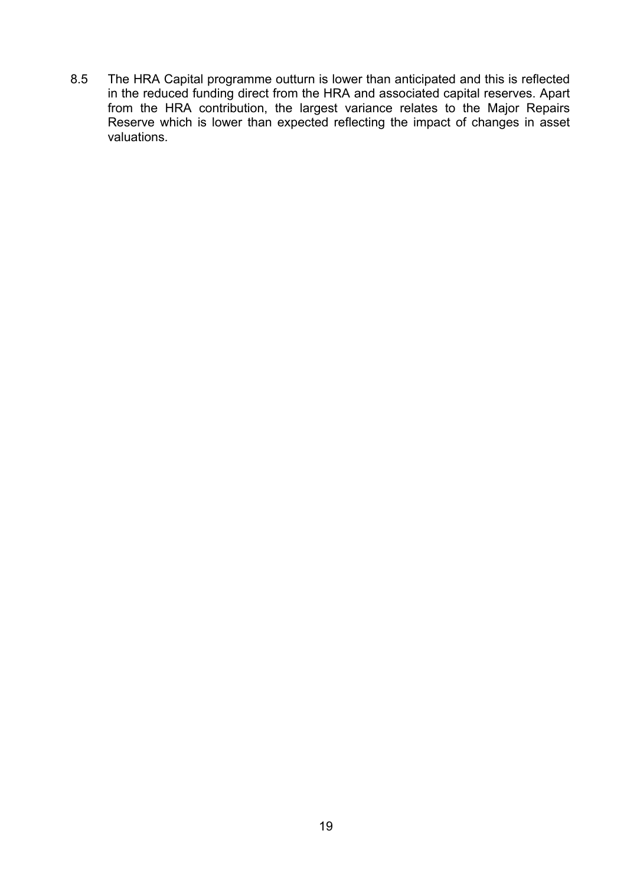8.5 The HRA Capital programme outturn is lower than anticipated and this is reflected in the reduced funding direct from the HRA and associated capital reserves. Apart from the HRA contribution, the largest variance relates to the Major Repairs Reserve which is lower than expected reflecting the impact of changes in asset valuations.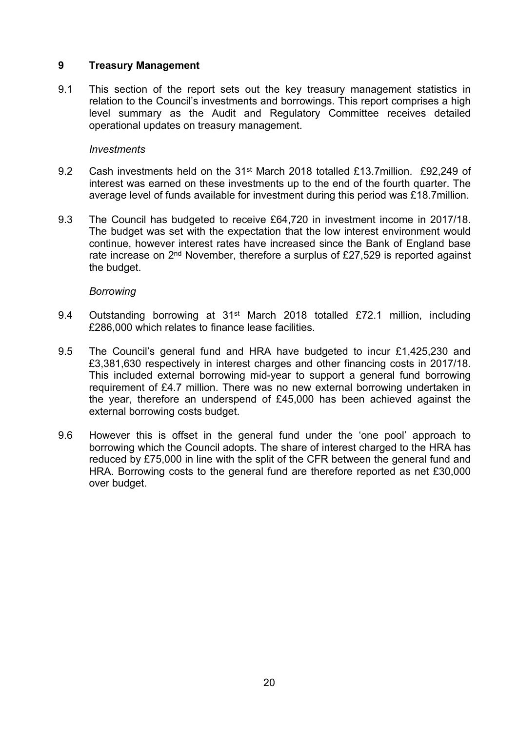## 9 Treasury Management

9.1 This section of the report sets out the key treasury management statistics in relation to the Council's investments and borrowings. This report comprises a high level summary as the Audit and Regulatory Committee receives detailed operational updates on treasury management.

*Investments*

9.2 Cash investments held on the 31st March 2018 totalled £13.7million. £92,249 of interest was earned on these investments up to the end of the fourth quarter. The average level of funds available for investment during this period was £18.7million.

9.3 The Council has budgeted to receive £64,720 in investment income in 2017/18. The budget was set with the expectation that the low interest environment would continue, however interest rates have increased since the Bank of England base rate increase on 2nd November, therefore a surplus of £27,529 is reported against the budget.

*Borrowing*

9.4 Outstanding borrowing at 31st March 2018 totalled £72.1 million, including £286,000 which relates to finance lease facilities.

9.5 The Council's general fund and HRA have budgeted to incur £1,425,230 and £3,381,630 respectively in interest charges and other financing costs in 2017/18. This included external borrowing mid-year to support a general fund borrowing requirement of £4.7 million. There was no new external borrowing undertaken in the year, therefore an underspend of £45,000 has been achieved against the external borrowing costs budget.

9.6 However this is offset in the general fund under the 'one pool' approach to borrowing which the Council adopts. The share of interest charged to the HRA has reduced by £75,000 in line with the split of the CFR between the general fund and HRA. Borrowing costs to the general fund are therefore reported as net £30,000 over budget.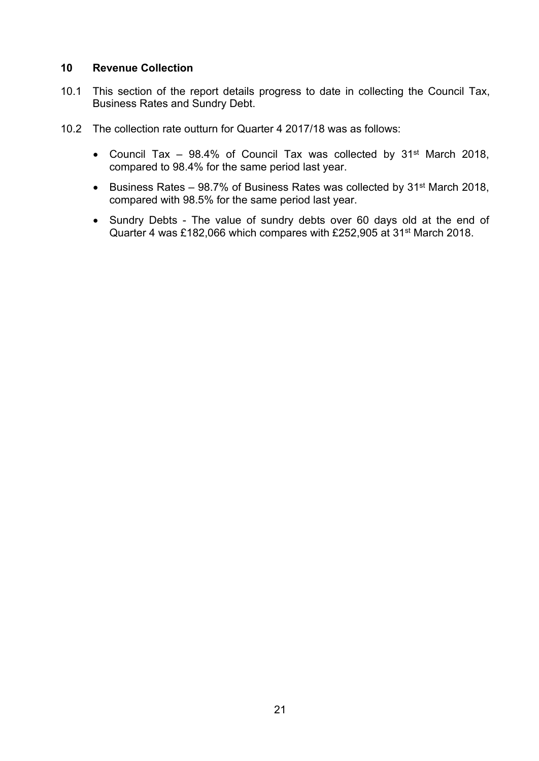## 10 Revenue Collection

10.1 This section of the report details progress to date in collecting the Council Tax, Business Rates and Sundry Debt.

10.2 The collection rate outturn for Quarter 4 2017/18 was as follows:

- Council Tax – 98.4% of Council Tax was collected by 31st March 2018, compared to 98.4% for the same period last year.
- Business Rates – 98.7% of Business Rates was collected by 31st March 2018, compared with 98.5% for the same period last year.
- Sundry Debts - The value of sundry debts over 60 days old at the end of Quarter 4 was £182,066 which compares with £252,905 at 31st March 2018.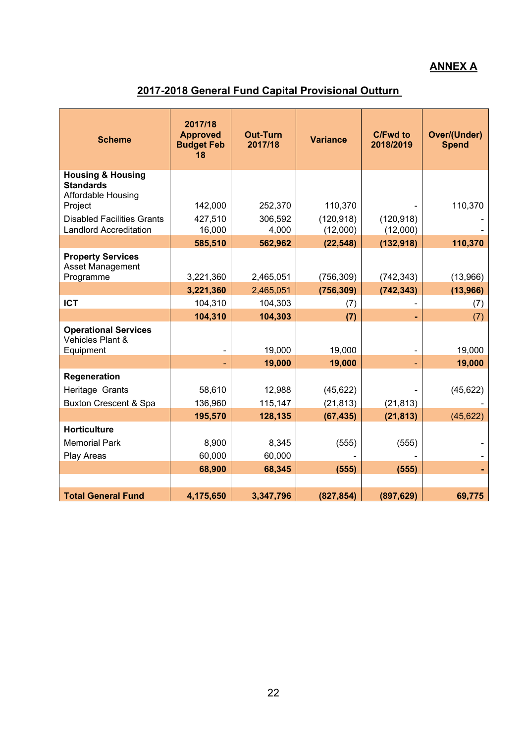**ANNEX A**

## 2017-2018 General Fund Capital Provisional Outturn

| Scheme | 2017/18 Approved Budget Feb 18 | Out-Turn 2017/18 | Variance | C/Fwd to 2018/2019 | Over/(Under) Spend |
|---|---|---|---|---|---|
| **Housing & Housing Standards** | | | | | |
| Affordable Housing Project | 142,000 | 252,370 | 110,370 | - | 110,370 |
| Disabled Facilities Grants | 427,510 | 306,592 | (120,918) | (120,918) | - |
| Landlord Accreditation | 16,000 | 4,000 | (12,000) | (12,000) | - |
| | **585,510** | **562,962** | **(22,548)** | **(132,918)** | **110,370** |
| **Property Services** | | | | | |
| Asset Management Programme | 3,221,360 | 2,465,051 | (756,309) | (742,343) | (13,966) |
| | **3,221,360** | 2,465,051 | **(756,309)** | **(742,343)** | **(13,966)** |
| **ICT** | 104,310 | 104,303 | (7) | - | (7) |
| | **104,310** | **104,303** | **(7)** | **-** | (7) |
| **Operational Services** | | | | | |
| Vehicles Plant & Equipment | - | 19,000 | 19,000 | - | 19,000 |
| | - | **19,000** | **19,000** | - | **19,000** |
| **Regeneration** | | | | | |
| Heritage Grants | 58,610 | 12,988 | (45,622) | - | (45,622) |
| Buxton Crescent & Spa | 136,960 | 115,147 | (21,813) | (21,813) | - |
| | **195,570** | **128,135** | **(67,435)** | **(21,813)** | (45,622) |
| **Horticulture** | | | | | |
| Memorial Park | 8,900 | 8,345 | (555) | (555) | - |
| Play Areas | 60,000 | 60,000 | - | - | - |
| | **68,900** | **68,345** | **(555)** | **(555)** | **-** |
| | | | | | |
| **Total General Fund** | **4,175,650** | **3,347,796** | **(827,854)** | **(897,629)** | **69,775** |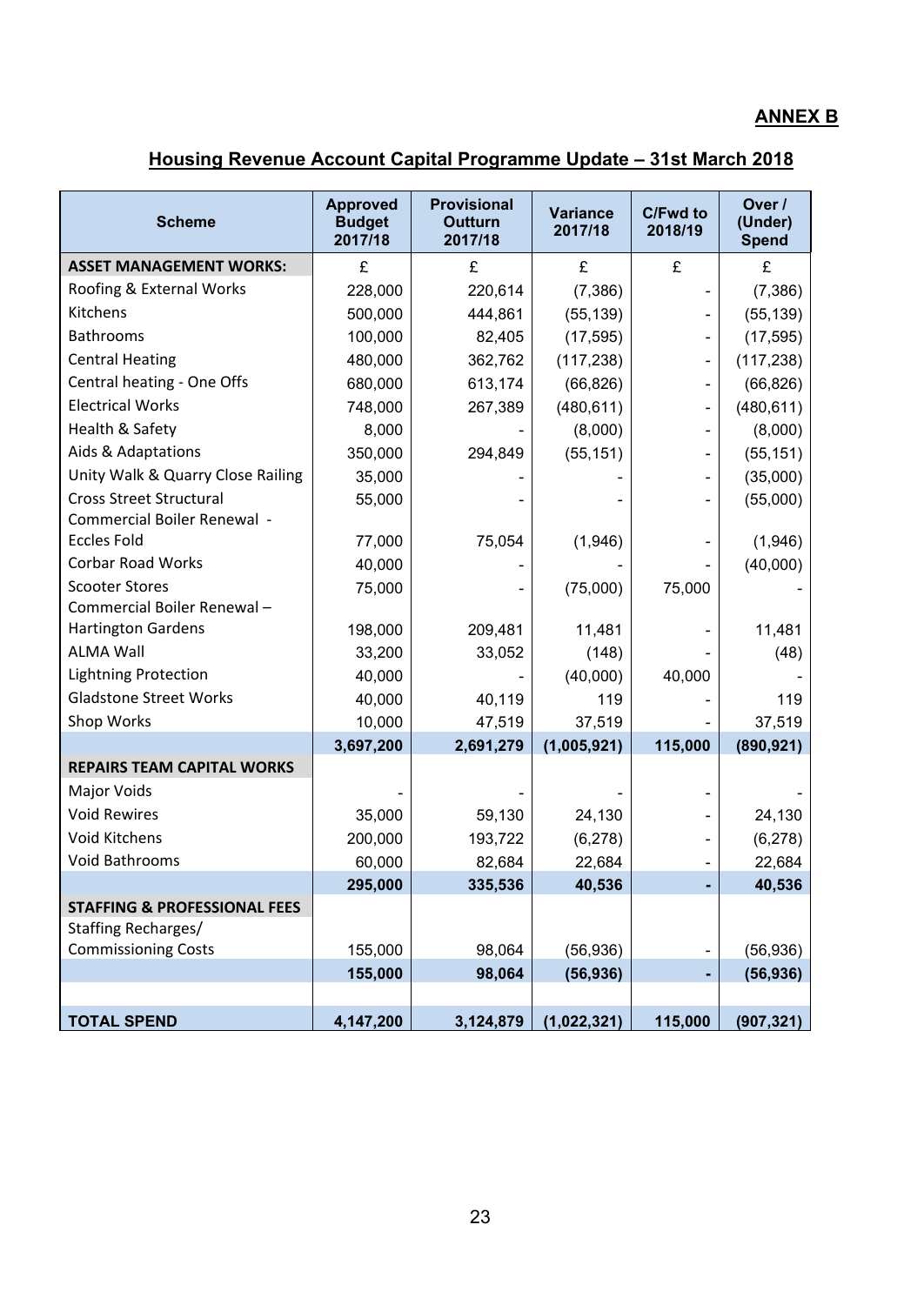**ANNEX B**

## Housing Revenue Account Capital Programme Update – 31st March 2018

| Scheme | Approved Budget 2017/18 | Provisional Outturn 2017/18 | Variance 2017/18 | C/Fwd to 2018/19 | Over / (Under) Spend |
|---|---|---|---|---|---|
| **ASSET MANAGEMENT WORKS:** | £ | £ | £ | £ | £ |
| Roofing & External Works | 228,000 | 220,614 | (7,386) | - | (7,386) |
| Kitchens | 500,000 | 444,861 | (55,139) | - | (55,139) |
| Bathrooms | 100,000 | 82,405 | (17,595) | - | (17,595) |
| Central Heating | 480,000 | 362,762 | (117,238) | - | (117,238) |
| Central heating - One Offs | 680,000 | 613,174 | (66,826) | - | (66,826) |
| Electrical Works | 748,000 | 267,389 | (480,611) | - | (480,611) |
| Health & Safety | 8,000 | - | (8,000) | - | (8,000) |
| Aids & Adaptations | 350,000 | 294,849 | (55,151) | - | (55,151) |
| Unity Walk & Quarry Close Railing | 35,000 | - | - | - | (35,000) |
| Cross Street Structural | 55,000 | - | - | - | (55,000) |
| Commercial Boiler Renewal - Eccles Fold | 77,000 | 75,054 | (1,946) | - | (1,946) |
| Corbar Road Works | 40,000 | - | - | - | (40,000) |
| Scooter Stores | 75,000 | - | (75,000) | 75,000 | - |
| Commercial Boiler Renewal – Hartington Gardens | 198,000 | 209,481 | 11,481 | - | 11,481 |
| ALMA Wall | 33,200 | 33,052 | (148) | - | (48) |
| Lightning Protection | 40,000 | - | (40,000) | 40,000 | - |
| Gladstone Street Works | 40,000 | 40,119 | 119 | - | 119 |
| Shop Works | 10,000 | 47,519 | 37,519 | - | 37,519 |
| | **3,697,200** | **2,691,279** | **(1,005,921)** | **115,000** | **(890,921)** |
| **REPAIRS TEAM CAPITAL WORKS** | | | | | |
| Major Voids | - | - | - | - | - |
| Void Rewires | 35,000 | 59,130 | 24,130 | - | 24,130 |
| Void Kitchens | 200,000 | 193,722 | (6,278) | - | (6,278) |
| Void Bathrooms | 60,000 | 82,684 | 22,684 | - | 22,684 |
| | **295,000** | **335,536** | **40,536** | **-** | **40,536** |
| **STAFFING & PROFESSIONAL FEES** | | | | | |
| Staffing Recharges/ Commissioning Costs | 155,000 | 98,064 | (56,936) | - | (56,936) |
| | **155,000** | **98,064** | **(56,936)** | **-** | **(56,936)** |
| | | | | | |
| **TOTAL SPEND** | **4,147,200** | **3,124,879** | **(1,022,321)** | **115,000** | **(907,321)** |